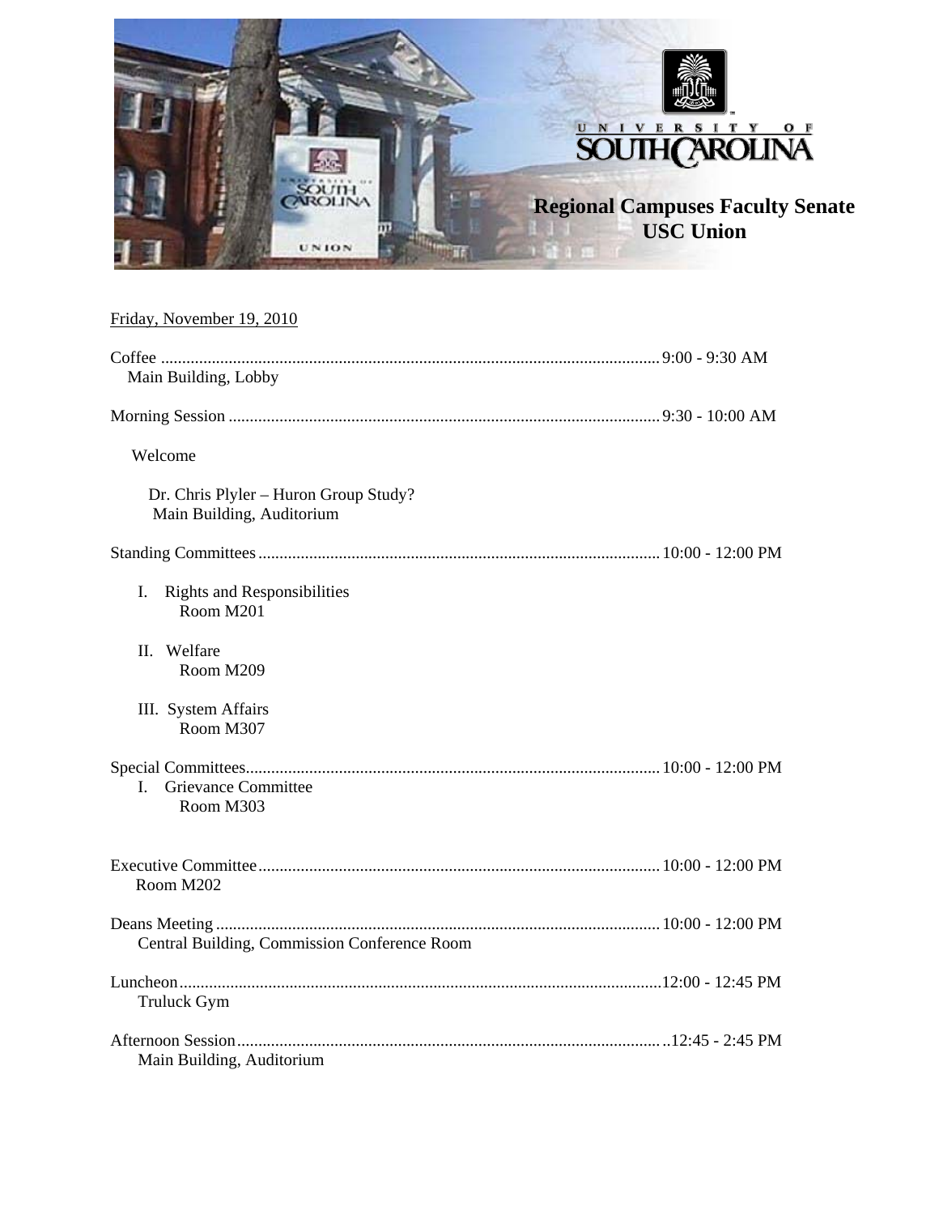# Regional Campuses Faculty Senate
## USC Union

Friday, November 19, 2010

Coffee .......... 9:00 - 9:30 AM
Main Building, Lobby

Morning Session .......... 9:30 - 10:00 AM

Welcome

Dr. Chris Plyler – Huron Group Study?
Main Building, Auditorium

Standing Committees .......... 10:00 - 12:00 PM

I. Rights and Responsibilities
Room M201

II. Welfare
Room M209

III. System Affairs
Room M307

Special Committees .......... 10:00 - 12:00 PM

I. Grievance Committee
Room M303

Executive Committee .......... 10:00 - 12:00 PM
Room M202

Deans Meeting .......... 10:00 - 12:00 PM
Central Building, Commission Conference Room

Luncheon .......... 12:00 - 12:45 PM
Truluck Gym

Afternoon Session .......... 12:45 - 2:45 PM
Main Building, Auditorium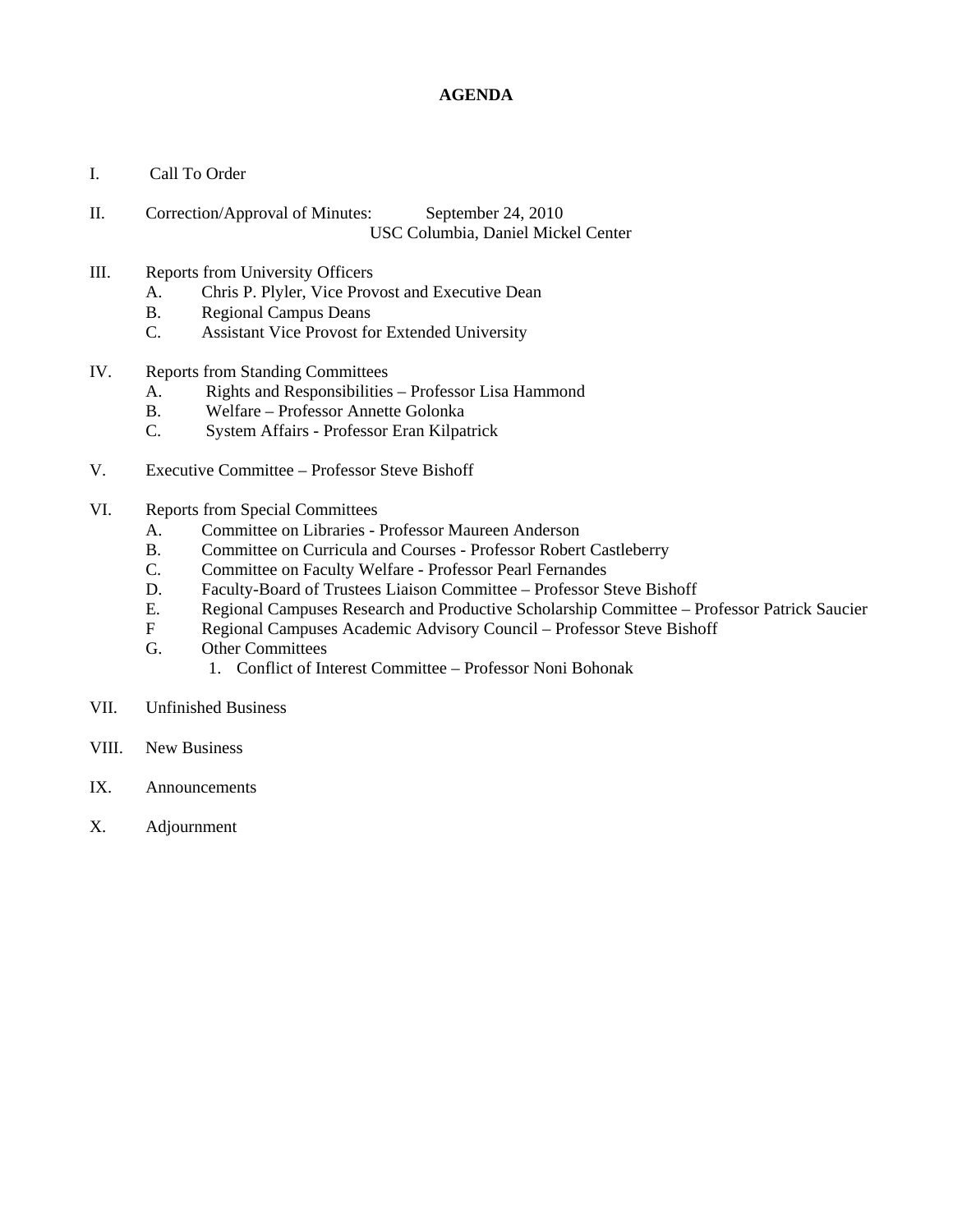# AGENDA

I. Call To Order

II. Correction/Approval of Minutes: September 24, 2010
USC Columbia, Daniel Mickel Center

III. Reports from University Officers
   A. Chris P. Plyler, Vice Provost and Executive Dean
   B. Regional Campus Deans
   C. Assistant Vice Provost for Extended University

IV. Reports from Standing Committees
   A. Rights and Responsibilities – Professor Lisa Hammond
   B. Welfare – Professor Annette Golonka
   C. System Affairs - Professor Eran Kilpatrick

V. Executive Committee – Professor Steve Bishoff

VI. Reports from Special Committees
   A. Committee on Libraries - Professor Maureen Anderson
   B. Committee on Curricula and Courses - Professor Robert Castleberry
   C. Committee on Faculty Welfare - Professor Pearl Fernandes
   D. Faculty-Board of Trustees Liaison Committee – Professor Steve Bishoff
   E. Regional Campuses Research and Productive Scholarship Committee – Professor Patrick Saucier
   F Regional Campuses Academic Advisory Council – Professor Steve Bishoff
   G. Other Committees
      1. Conflict of Interest Committee – Professor Noni Bohonak

VII. Unfinished Business

VIII. New Business

IX. Announcements

X. Adjournment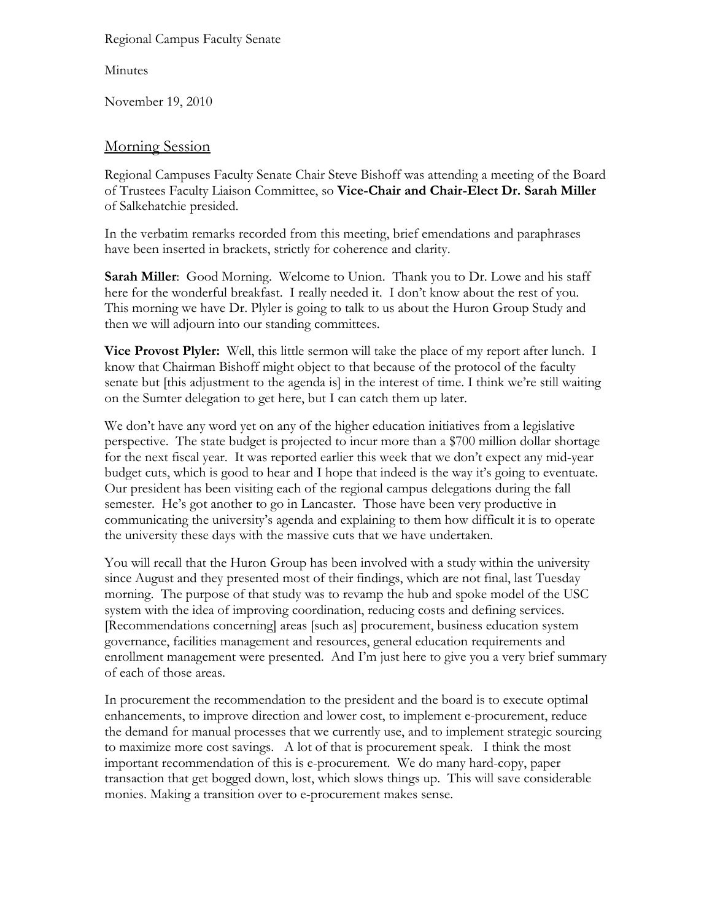Regional Campus Faculty Senate

Minutes

November 19, 2010

## Morning Session

Regional Campuses Faculty Senate Chair Steve Bishoff was attending a meeting of the Board of Trustees Faculty Liaison Committee, so **Vice-Chair and Chair-Elect Dr. Sarah Miller** of Salkehatchie presided.

In the verbatim remarks recorded from this meeting, brief emendations and paraphrases have been inserted in brackets, strictly for coherence and clarity.

**Sarah Miller**: Good Morning. Welcome to Union. Thank you to Dr. Lowe and his staff here for the wonderful breakfast. I really needed it. I don't know about the rest of you. This morning we have Dr. Plyler is going to talk to us about the Huron Group Study and then we will adjourn into our standing committees.

**Vice Provost Plyler:** Well, this little sermon will take the place of my report after lunch. I know that Chairman Bishoff might object to that because of the protocol of the faculty senate but [this adjustment to the agenda is] in the interest of time. I think we're still waiting on the Sumter delegation to get here, but I can catch them up later.

We don't have any word yet on any of the higher education initiatives from a legislative perspective. The state budget is projected to incur more than a $700 million dollar shortage for the next fiscal year. It was reported earlier this week that we don't expect any mid-year budget cuts, which is good to hear and I hope that indeed is the way it's going to eventuate. Our president has been visiting each of the regional campus delegations during the fall semester. He's got another to go in Lancaster. Those have been very productive in communicating the university's agenda and explaining to them how difficult it is to operate the university these days with the massive cuts that we have undertaken.

You will recall that the Huron Group has been involved with a study within the university since August and they presented most of their findings, which are not final, last Tuesday morning. The purpose of that study was to revamp the hub and spoke model of the USC system with the idea of improving coordination, reducing costs and defining services. [Recommendations concerning] areas [such as] procurement, business education system governance, facilities management and resources, general education requirements and enrollment management were presented. And I'm just here to give you a very brief summary of each of those areas.

In procurement the recommendation to the president and the board is to execute optimal enhancements, to improve direction and lower cost, to implement e-procurement, reduce the demand for manual processes that we currently use, and to implement strategic sourcing to maximize more cost savings. A lot of that is procurement speak. I think the most important recommendation of this is e-procurement. We do many hard-copy, paper transaction that get bogged down, lost, which slows things up. This will save considerable monies. Making a transition over to e-procurement makes sense.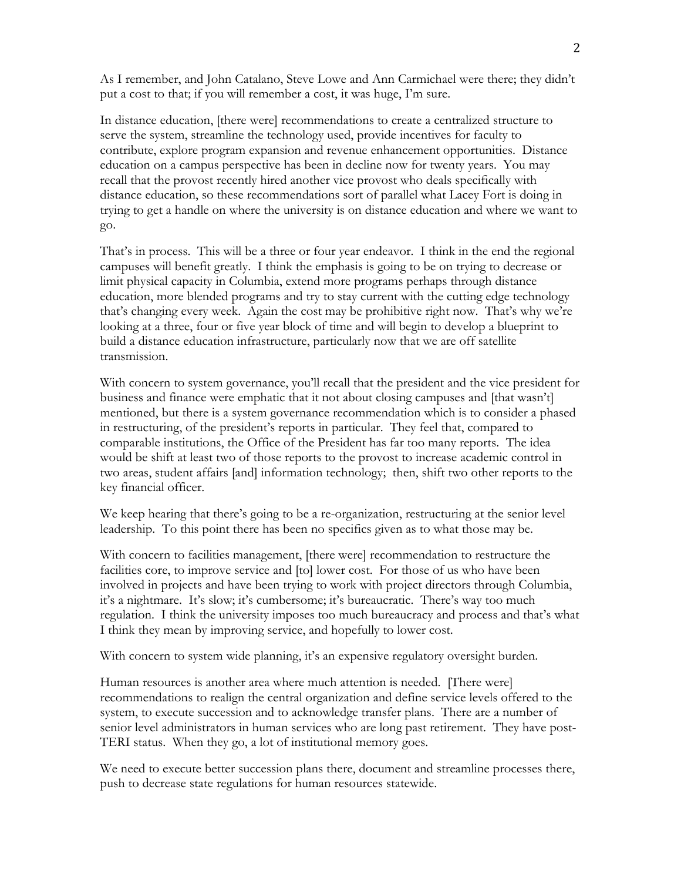As I remember, and John Catalano, Steve Lowe and Ann Carmichael were there; they didn't put a cost to that; if you will remember a cost, it was huge, I'm sure.

In distance education, [there were] recommendations to create a centralized structure to serve the system, streamline the technology used, provide incentives for faculty to contribute, explore program expansion and revenue enhancement opportunities. Distance education on a campus perspective has been in decline now for twenty years. You may recall that the provost recently hired another vice provost who deals specifically with distance education, so these recommendations sort of parallel what Lacey Fort is doing in trying to get a handle on where the university is on distance education and where we want to go.

That's in process. This will be a three or four year endeavor. I think in the end the regional campuses will benefit greatly. I think the emphasis is going to be on trying to decrease or limit physical capacity in Columbia, extend more programs perhaps through distance education, more blended programs and try to stay current with the cutting edge technology that's changing every week. Again the cost may be prohibitive right now. That's why we're looking at a three, four or five year block of time and will begin to develop a blueprint to build a distance education infrastructure, particularly now that we are off satellite transmission.

With concern to system governance, you'll recall that the president and the vice president for business and finance were emphatic that it not about closing campuses and [that wasn't] mentioned, but there is a system governance recommendation which is to consider a phased in restructuring, of the president's reports in particular. They feel that, compared to comparable institutions, the Office of the President has far too many reports. The idea would be shift at least two of those reports to the provost to increase academic control in two areas, student affairs [and] information technology; then, shift two other reports to the key financial officer.

We keep hearing that there's going to be a re-organization, restructuring at the senior level leadership. To this point there has been no specifics given as to what those may be.

With concern to facilities management, [there were] recommendation to restructure the facilities core, to improve service and [to] lower cost. For those of us who have been involved in projects and have been trying to work with project directors through Columbia, it's a nightmare. It's slow; it's cumbersome; it's bureaucratic. There's way too much regulation. I think the university imposes too much bureaucracy and process and that's what I think they mean by improving service, and hopefully to lower cost.

With concern to system wide planning, it's an expensive regulatory oversight burden.

Human resources is another area where much attention is needed. [There were] recommendations to realign the central organization and define service levels offered to the system, to execute succession and to acknowledge transfer plans. There are a number of senior level administrators in human services who are long past retirement. They have post-TERI status. When they go, a lot of institutional memory goes.

We need to execute better succession plans there, document and streamline processes there, push to decrease state regulations for human resources statewide.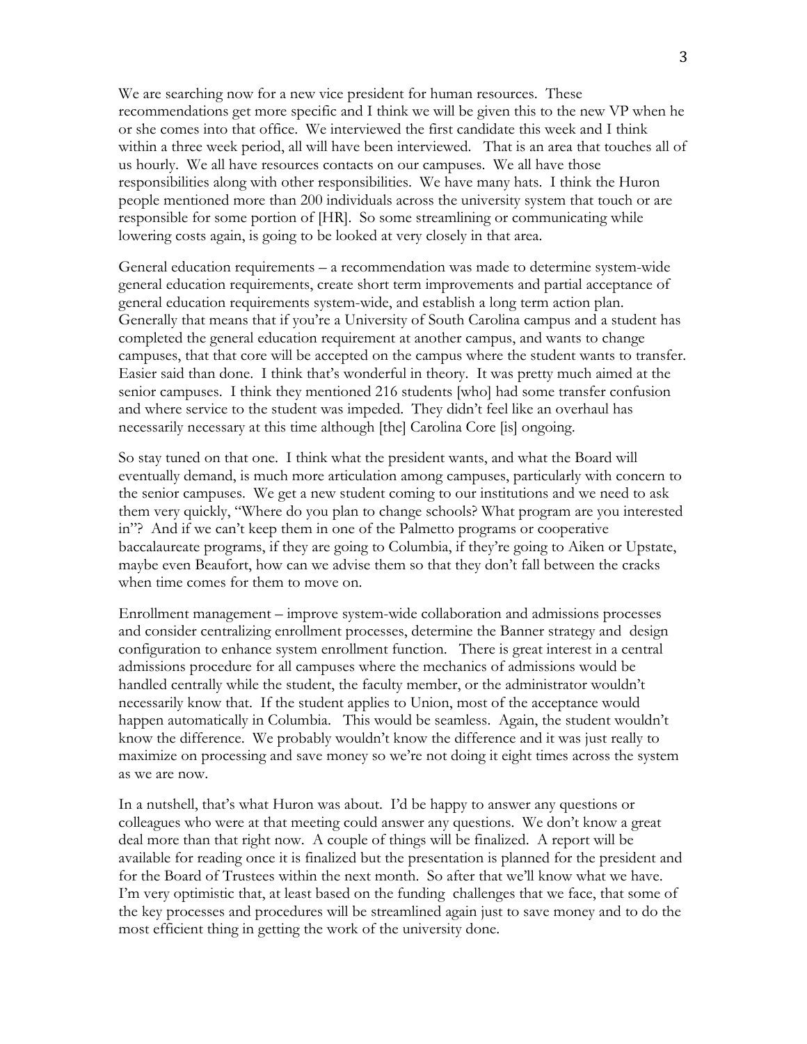We are searching now for a new vice president for human resources. These recommendations get more specific and I think we will be given this to the new VP when he or she comes into that office. We interviewed the first candidate this week and I think within a three week period, all will have been interviewed. That is an area that touches all of us hourly. We all have resources contacts on our campuses. We all have those responsibilities along with other responsibilities. We have many hats. I think the Huron people mentioned more than 200 individuals across the university system that touch or are responsible for some portion of [HR]. So some streamlining or communicating while lowering costs again, is going to be looked at very closely in that area.

General education requirements – a recommendation was made to determine system-wide general education requirements, create short term improvements and partial acceptance of general education requirements system-wide, and establish a long term action plan. Generally that means that if you're a University of South Carolina campus and a student has completed the general education requirement at another campus, and wants to change campuses, that that core will be accepted on the campus where the student wants to transfer. Easier said than done. I think that's wonderful in theory. It was pretty much aimed at the senior campuses. I think they mentioned 216 students [who] had some transfer confusion and where service to the student was impeded. They didn't feel like an overhaul has necessarily necessary at this time although [the] Carolina Core [is] ongoing.

So stay tuned on that one. I think what the president wants, and what the Board will eventually demand, is much more articulation among campuses, particularly with concern to the senior campuses. We get a new student coming to our institutions and we need to ask them very quickly, "Where do you plan to change schools? What program are you interested in"? And if we can't keep them in one of the Palmetto programs or cooperative baccalaureate programs, if they are going to Columbia, if they're going to Aiken or Upstate, maybe even Beaufort, how can we advise them so that they don't fall between the cracks when time comes for them to move on.

Enrollment management – improve system-wide collaboration and admissions processes and consider centralizing enrollment processes, determine the Banner strategy and design configuration to enhance system enrollment function. There is great interest in a central admissions procedure for all campuses where the mechanics of admissions would be handled centrally while the student, the faculty member, or the administrator wouldn't necessarily know that. If the student applies to Union, most of the acceptance would happen automatically in Columbia. This would be seamless. Again, the student wouldn't know the difference. We probably wouldn't know the difference and it was just really to maximize on processing and save money so we're not doing it eight times across the system as we are now.

In a nutshell, that's what Huron was about. I'd be happy to answer any questions or colleagues who were at that meeting could answer any questions. We don't know a great deal more than that right now. A couple of things will be finalized. A report will be available for reading once it is finalized but the presentation is planned for the president and for the Board of Trustees within the next month. So after that we'll know what we have. I'm very optimistic that, at least based on the funding challenges that we face, that some of the key processes and procedures will be streamlined again just to save money and to do the most efficient thing in getting the work of the university done.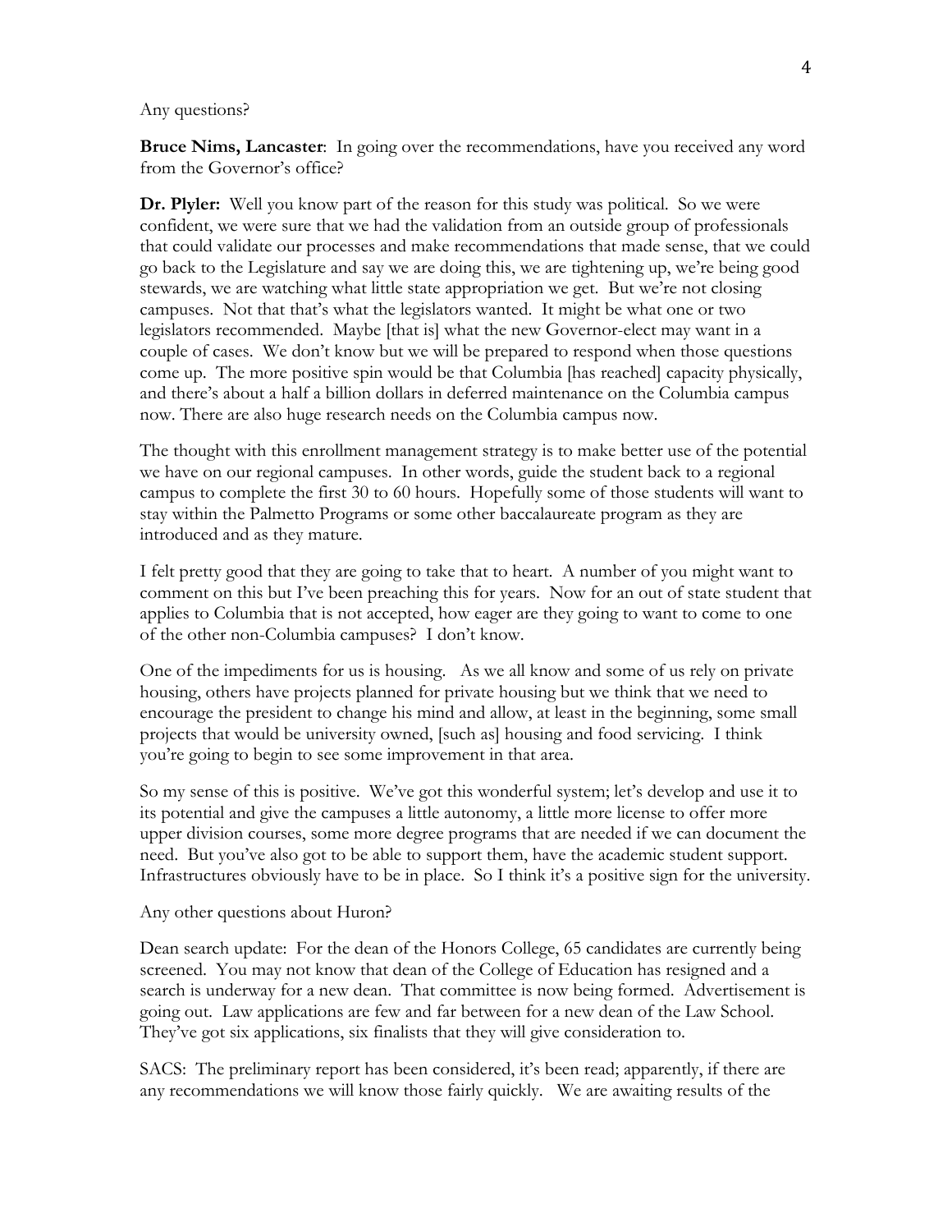Any questions?

**Bruce Nims, Lancaster**: In going over the recommendations, have you received any word from the Governor's office?

**Dr. Plyler:** Well you know part of the reason for this study was political. So we were confident, we were sure that we had the validation from an outside group of professionals that could validate our processes and make recommendations that made sense, that we could go back to the Legislature and say we are doing this, we are tightening up, we're being good stewards, we are watching what little state appropriation we get. But we're not closing campuses. Not that that's what the legislators wanted. It might be what one or two legislators recommended. Maybe [that is] what the new Governor-elect may want in a couple of cases. We don't know but we will be prepared to respond when those questions come up. The more positive spin would be that Columbia [has reached] capacity physically, and there's about a half a billion dollars in deferred maintenance on the Columbia campus now. There are also huge research needs on the Columbia campus now.

The thought with this enrollment management strategy is to make better use of the potential we have on our regional campuses. In other words, guide the student back to a regional campus to complete the first 30 to 60 hours. Hopefully some of those students will want to stay within the Palmetto Programs or some other baccalaureate program as they are introduced and as they mature.

I felt pretty good that they are going to take that to heart. A number of you might want to comment on this but I've been preaching this for years. Now for an out of state student that applies to Columbia that is not accepted, how eager are they going to want to come to one of the other non-Columbia campuses? I don't know.

One of the impediments for us is housing. As we all know and some of us rely on private housing, others have projects planned for private housing but we think that we need to encourage the president to change his mind and allow, at least in the beginning, some small projects that would be university owned, [such as] housing and food servicing. I think you're going to begin to see some improvement in that area.

So my sense of this is positive. We've got this wonderful system; let's develop and use it to its potential and give the campuses a little autonomy, a little more license to offer more upper division courses, some more degree programs that are needed if we can document the need. But you've also got to be able to support them, have the academic student support. Infrastructures obviously have to be in place. So I think it's a positive sign for the university.

Any other questions about Huron?

Dean search update: For the dean of the Honors College, 65 candidates are currently being screened. You may not know that dean of the College of Education has resigned and a search is underway for a new dean. That committee is now being formed. Advertisement is going out. Law applications are few and far between for a new dean of the Law School. They've got six applications, six finalists that they will give consideration to.

SACS: The preliminary report has been considered, it's been read; apparently, if there are any recommendations we will know those fairly quickly. We are awaiting results of the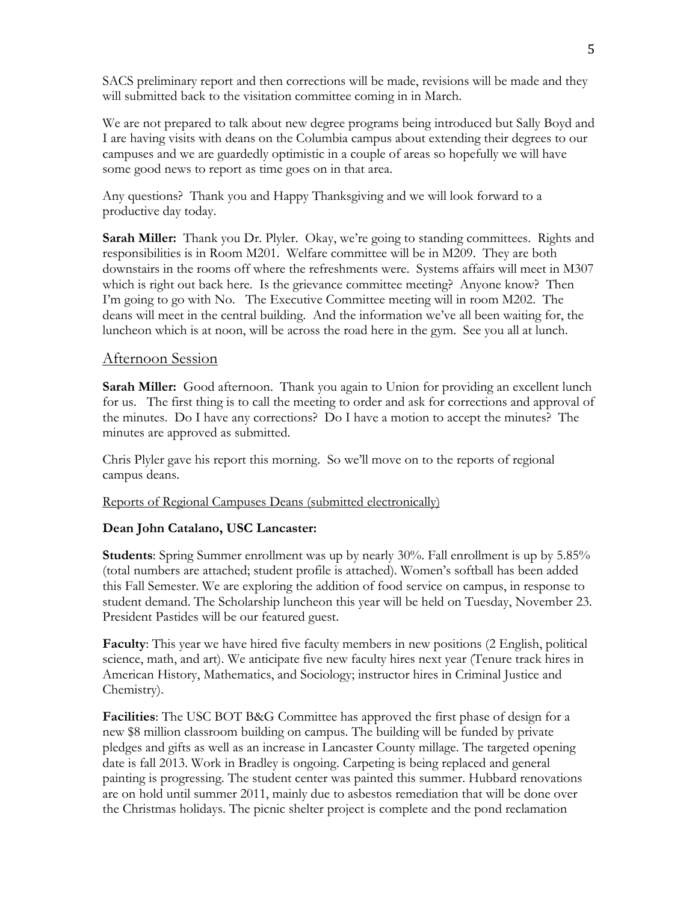SACS preliminary report and then corrections will be made, revisions will be made and they will submitted back to the visitation committee coming in in March.

We are not prepared to talk about new degree programs being introduced but Sally Boyd and I are having visits with deans on the Columbia campus about extending their degrees to our campuses and we are guardedly optimistic in a couple of areas so hopefully we will have some good news to report as time goes on in that area.

Any questions? Thank you and Happy Thanksgiving and we will look forward to a productive day today.

**Sarah Miller:** Thank you Dr. Plyler. Okay, we're going to standing committees. Rights and responsibilities is in Room M201. Welfare committee will be in M209. They are both downstairs in the rooms off where the refreshments were. Systems affairs will meet in M307 which is right out back here. Is the grievance committee meeting? Anyone know? Then I'm going to go with No. The Executive Committee meeting will in room M202. The deans will meet in the central building. And the information we've all been waiting for, the luncheon which is at noon, will be across the road here in the gym. See you all at lunch.

## Afternoon Session

**Sarah Miller:** Good afternoon. Thank you again to Union for providing an excellent lunch for us. The first thing is to call the meeting to order and ask for corrections and approval of the minutes. Do I have any corrections? Do I have a motion to accept the minutes? The minutes are approved as submitted.

Chris Plyler gave his report this morning. So we'll move on to the reports of regional campus deans.

Reports of Regional Campuses Deans (submitted electronically)

**Dean John Catalano, USC Lancaster:**

**Students**: Spring Summer enrollment was up by nearly 30%. Fall enrollment is up by 5.85% (total numbers are attached; student profile is attached). Women's softball has been added this Fall Semester. We are exploring the addition of food service on campus, in response to student demand. The Scholarship luncheon this year will be held on Tuesday, November 23. President Pastides will be our featured guest.

**Faculty**: This year we have hired five faculty members in new positions (2 English, political science, math, and art). We anticipate five new faculty hires next year (Tenure track hires in American History, Mathematics, and Sociology; instructor hires in Criminal Justice and Chemistry).

**Facilities**: The USC BOT B&G Committee has approved the first phase of design for a new $8 million classroom building on campus. The building will be funded by private pledges and gifts as well as an increase in Lancaster County millage. The targeted opening date is fall 2013. Work in Bradley is ongoing. Carpeting is being replaced and general painting is progressing. The student center was painted this summer. Hubbard renovations are on hold until summer 2011, mainly due to asbestos remediation that will be done over the Christmas holidays. The picnic shelter project is complete and the pond reclamation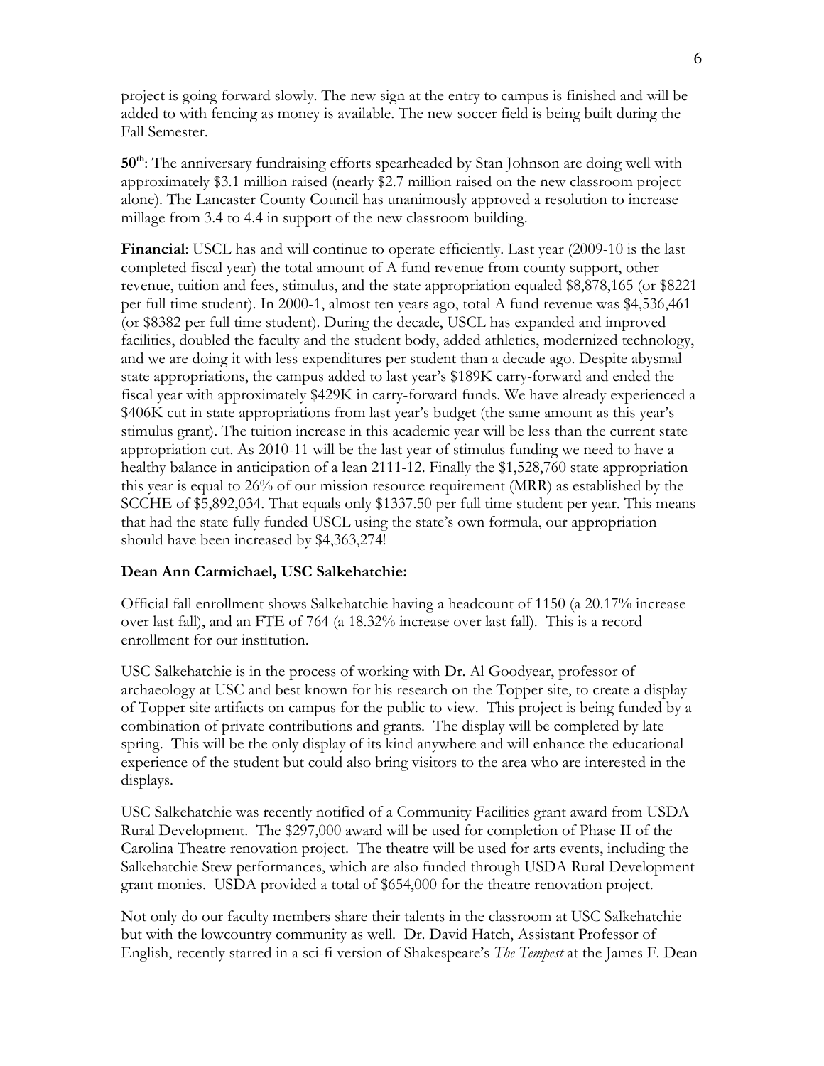project is going forward slowly. The new sign at the entry to campus is finished and will be added to with fencing as money is available. The new soccer field is being built during the Fall Semester.

**50th**: The anniversary fundraising efforts spearheaded by Stan Johnson are doing well with approximately $3.1 million raised (nearly $2.7 million raised on the new classroom project alone). The Lancaster County Council has unanimously approved a resolution to increase millage from 3.4 to 4.4 in support of the new classroom building.

**Financial**: USCL has and will continue to operate efficiently. Last year (2009-10 is the last completed fiscal year) the total amount of A fund revenue from county support, other revenue, tuition and fees, stimulus, and the state appropriation equaled $8,878,165 (or $8221 per full time student). In 2000-1, almost ten years ago, total A fund revenue was $4,536,461 (or $8382 per full time student). During the decade, USCL has expanded and improved facilities, doubled the faculty and the student body, added athletics, modernized technology, and we are doing it with less expenditures per student than a decade ago. Despite abysmal state appropriations, the campus added to last year's $189K carry-forward and ended the fiscal year with approximately $429K in carry-forward funds. We have already experienced a $406K cut in state appropriations from last year's budget (the same amount as this year's stimulus grant). The tuition increase in this academic year will be less than the current state appropriation cut. As 2010-11 will be the last year of stimulus funding we need to have a healthy balance in anticipation of a lean 2111-12. Finally the $1,528,760 state appropriation this year is equal to 26% of our mission resource requirement (MRR) as established by the SCCHE of $5,892,034. That equals only $1337.50 per full time student per year. This means that had the state fully funded USCL using the state's own formula, our appropriation should have been increased by $4,363,274!

**Dean Ann Carmichael, USC Salkehatchie:**

Official fall enrollment shows Salkehatchie having a headcount of 1150 (a 20.17% increase over last fall), and an FTE of 764 (a 18.32% increase over last fall). This is a record enrollment for our institution.

USC Salkehatchie is in the process of working with Dr. Al Goodyear, professor of archaeology at USC and best known for his research on the Topper site, to create a display of Topper site artifacts on campus for the public to view. This project is being funded by a combination of private contributions and grants. The display will be completed by late spring. This will be the only display of its kind anywhere and will enhance the educational experience of the student but could also bring visitors to the area who are interested in the displays.

USC Salkehatchie was recently notified of a Community Facilities grant award from USDA Rural Development. The $297,000 award will be used for completion of Phase II of the Carolina Theatre renovation project. The theatre will be used for arts events, including the Salkehatchie Stew performances, which are also funded through USDA Rural Development grant monies. USDA provided a total of $654,000 for the theatre renovation project.

Not only do our faculty members share their talents in the classroom at USC Salkehatchie but with the lowcountry community as well. Dr. David Hatch, Assistant Professor of English, recently starred in a sci-fi version of Shakespeare's *The Tempest* at the James F. Dean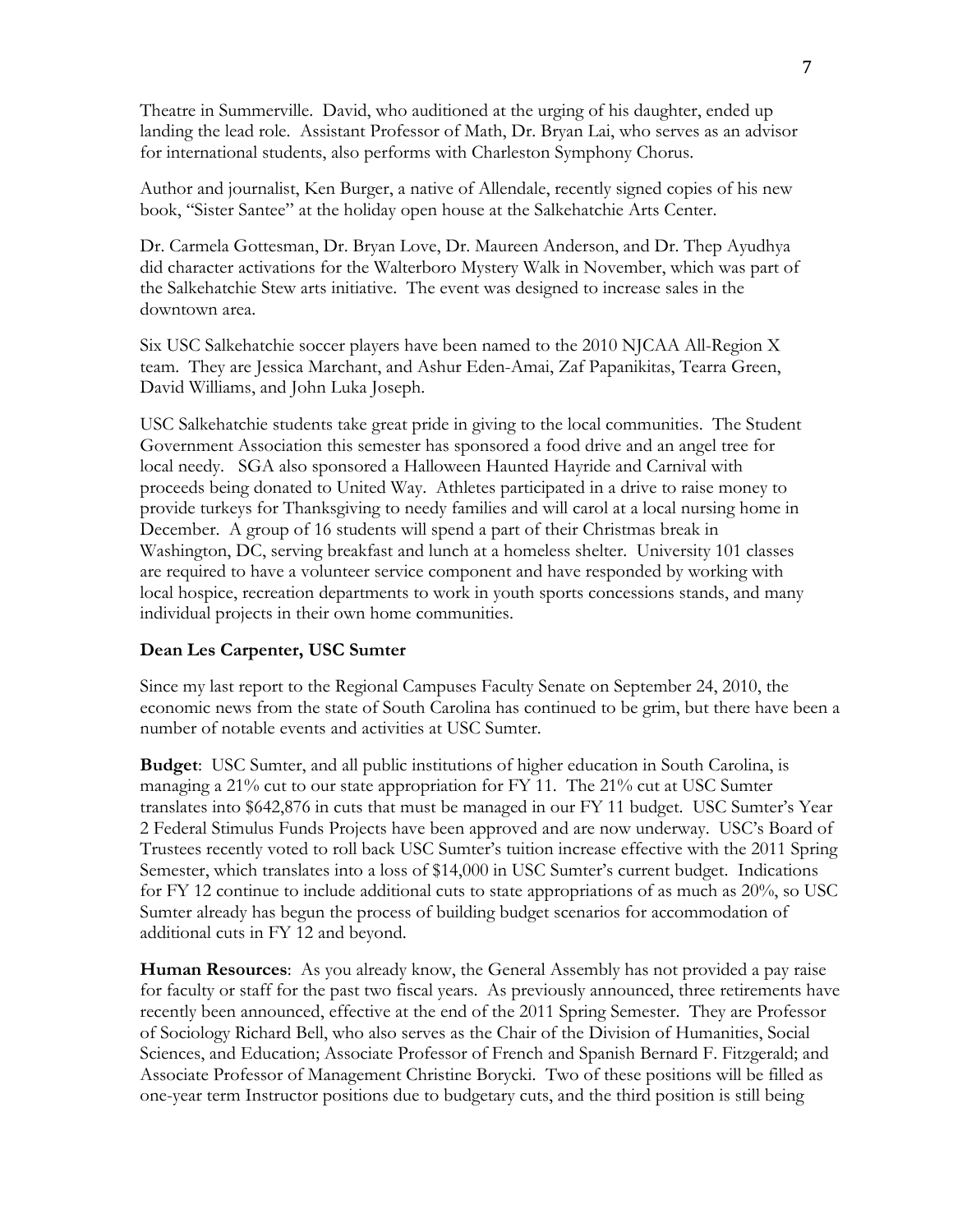Theatre in Summerville. David, who auditioned at the urging of his daughter, ended up landing the lead role. Assistant Professor of Math, Dr. Bryan Lai, who serves as an advisor for international students, also performs with Charleston Symphony Chorus.

Author and journalist, Ken Burger, a native of Allendale, recently signed copies of his new book, "Sister Santee" at the holiday open house at the Salkehatchie Arts Center.

Dr. Carmela Gottesman, Dr. Bryan Love, Dr. Maureen Anderson, and Dr. Thep Ayudhya did character activations for the Walterboro Mystery Walk in November, which was part of the Salkehatchie Stew arts initiative. The event was designed to increase sales in the downtown area.

Six USC Salkehatchie soccer players have been named to the 2010 NJCAA All-Region X team. They are Jessica Marchant, and Ashur Eden-Amai, Zaf Papanikitas, Tearra Green, David Williams, and John Luka Joseph.

USC Salkehatchie students take great pride in giving to the local communities. The Student Government Association this semester has sponsored a food drive and an angel tree for local needy. SGA also sponsored a Halloween Haunted Hayride and Carnival with proceeds being donated to United Way. Athletes participated in a drive to raise money to provide turkeys for Thanksgiving to needy families and will carol at a local nursing home in December. A group of 16 students will spend a part of their Christmas break in Washington, DC, serving breakfast and lunch at a homeless shelter. University 101 classes are required to have a volunteer service component and have responded by working with local hospice, recreation departments to work in youth sports concessions stands, and many individual projects in their own home communities.

**Dean Les Carpenter, USC Sumter**

Since my last report to the Regional Campuses Faculty Senate on September 24, 2010, the economic news from the state of South Carolina has continued to be grim, but there have been a number of notable events and activities at USC Sumter.

**Budget**: USC Sumter, and all public institutions of higher education in South Carolina, is managing a 21% cut to our state appropriation for FY 11. The 21% cut at USC Sumter translates into $642,876 in cuts that must be managed in our FY 11 budget. USC Sumter's Year 2 Federal Stimulus Funds Projects have been approved and are now underway. USC's Board of Trustees recently voted to roll back USC Sumter's tuition increase effective with the 2011 Spring Semester, which translates into a loss of $14,000 in USC Sumter's current budget. Indications for FY 12 continue to include additional cuts to state appropriations of as much as 20%, so USC Sumter already has begun the process of building budget scenarios for accommodation of additional cuts in FY 12 and beyond.

**Human Resources**: As you already know, the General Assembly has not provided a pay raise for faculty or staff for the past two fiscal years. As previously announced, three retirements have recently been announced, effective at the end of the 2011 Spring Semester. They are Professor of Sociology Richard Bell, who also serves as the Chair of the Division of Humanities, Social Sciences, and Education; Associate Professor of French and Spanish Bernard F. Fitzgerald; and Associate Professor of Management Christine Borycki. Two of these positions will be filled as one-year term Instructor positions due to budgetary cuts, and the third position is still being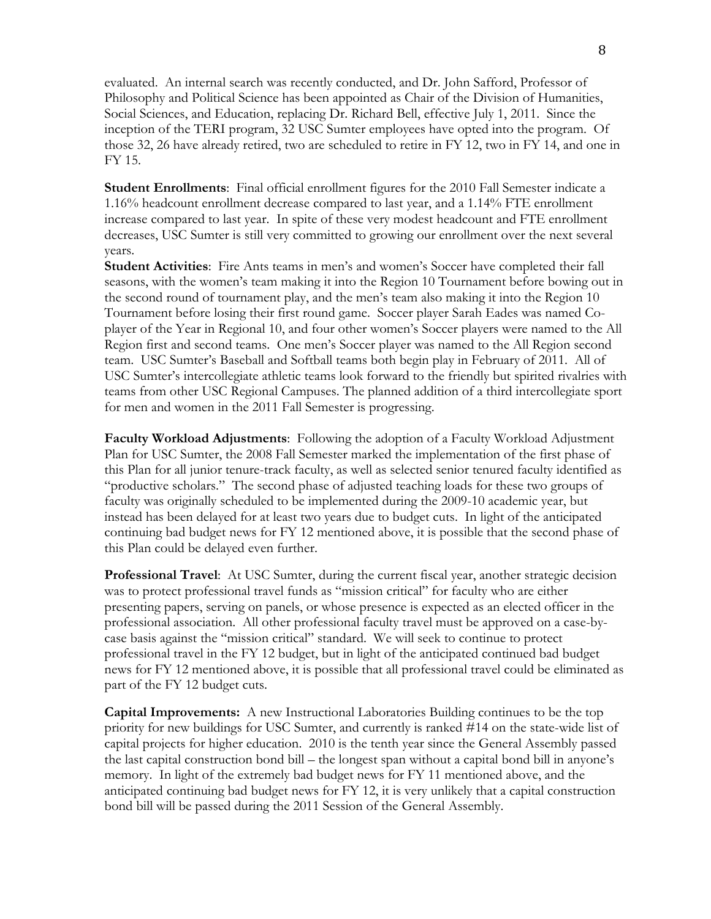evaluated. An internal search was recently conducted, and Dr. John Safford, Professor of Philosophy and Political Science has been appointed as Chair of the Division of Humanities, Social Sciences, and Education, replacing Dr. Richard Bell, effective July 1, 2011. Since the inception of the TERI program, 32 USC Sumter employees have opted into the program. Of those 32, 26 have already retired, two are scheduled to retire in FY 12, two in FY 14, and one in FY 15.

**Student Enrollments**: Final official enrollment figures for the 2010 Fall Semester indicate a 1.16% headcount enrollment decrease compared to last year, and a 1.14% FTE enrollment increase compared to last year. In spite of these very modest headcount and FTE enrollment decreases, USC Sumter is still very committed to growing our enrollment over the next several years.

**Student Activities**: Fire Ants teams in men's and women's Soccer have completed their fall seasons, with the women's team making it into the Region 10 Tournament before bowing out in the second round of tournament play, and the men's team also making it into the Region 10 Tournament before losing their first round game. Soccer player Sarah Eades was named Co-player of the Year in Regional 10, and four other women's Soccer players were named to the All Region first and second teams. One men's Soccer player was named to the All Region second team. USC Sumter's Baseball and Softball teams both begin play in February of 2011. All of USC Sumter's intercollegiate athletic teams look forward to the friendly but spirited rivalries with teams from other USC Regional Campuses. The planned addition of a third intercollegiate sport for men and women in the 2011 Fall Semester is progressing.

**Faculty Workload Adjustments**: Following the adoption of a Faculty Workload Adjustment Plan for USC Sumter, the 2008 Fall Semester marked the implementation of the first phase of this Plan for all junior tenure-track faculty, as well as selected senior tenured faculty identified as "productive scholars." The second phase of adjusted teaching loads for these two groups of faculty was originally scheduled to be implemented during the 2009-10 academic year, but instead has been delayed for at least two years due to budget cuts. In light of the anticipated continuing bad budget news for FY 12 mentioned above, it is possible that the second phase of this Plan could be delayed even further.

**Professional Travel**: At USC Sumter, during the current fiscal year, another strategic decision was to protect professional travel funds as "mission critical" for faculty who are either presenting papers, serving on panels, or whose presence is expected as an elected officer in the professional association. All other professional faculty travel must be approved on a case-by-case basis against the "mission critical" standard. We will seek to continue to protect professional travel in the FY 12 budget, but in light of the anticipated continued bad budget news for FY 12 mentioned above, it is possible that all professional travel could be eliminated as part of the FY 12 budget cuts.

**Capital Improvements:** A new Instructional Laboratories Building continues to be the top priority for new buildings for USC Sumter, and currently is ranked #14 on the state-wide list of capital projects for higher education. 2010 is the tenth year since the General Assembly passed the last capital construction bond bill – the longest span without a capital bond bill in anyone's memory. In light of the extremely bad budget news for FY 11 mentioned above, and the anticipated continuing bad budget news for FY 12, it is very unlikely that a capital construction bond bill will be passed during the 2011 Session of the General Assembly.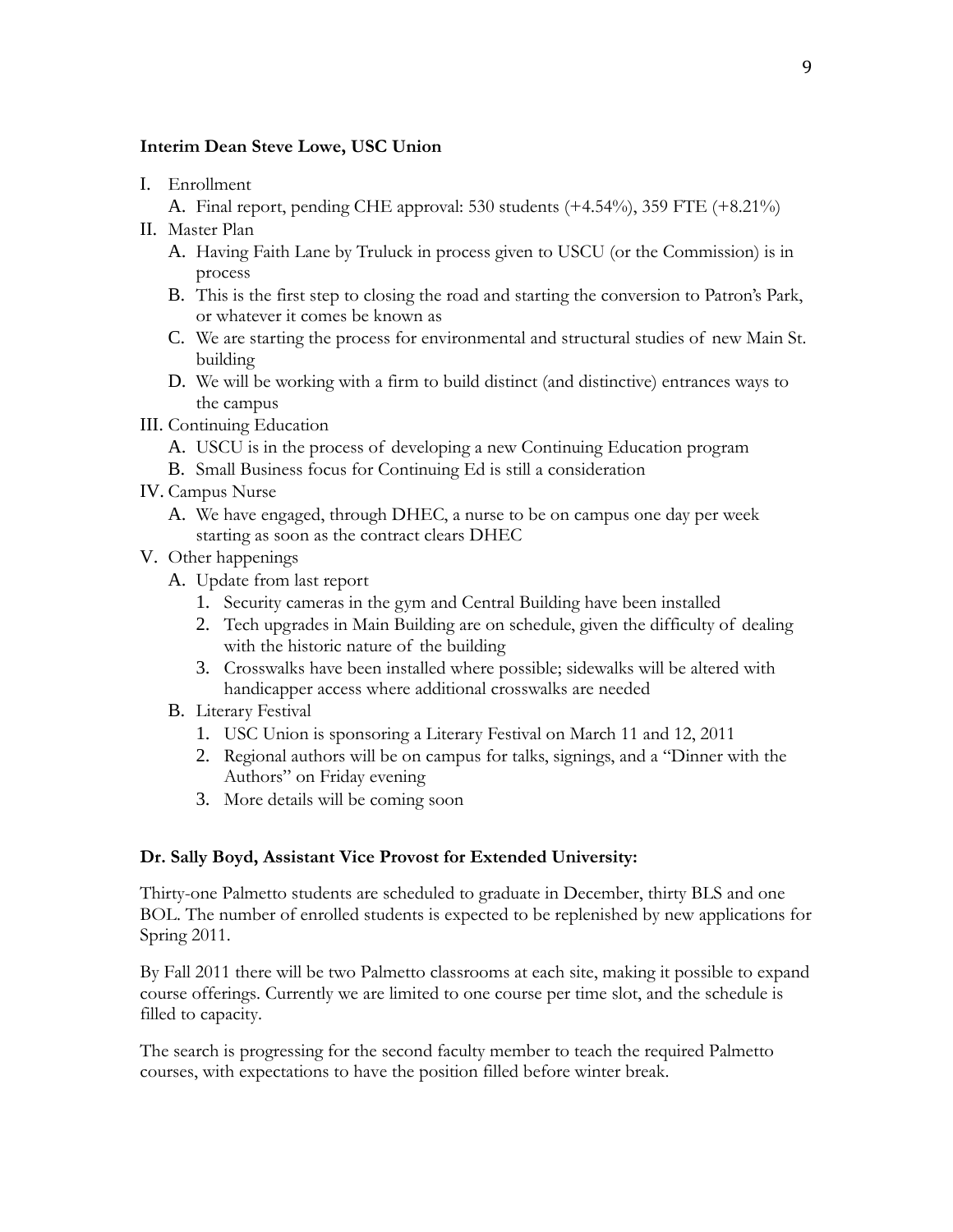**Interim Dean Steve Lowe, USC Union**

I. Enrollment
   A. Final report, pending CHE approval: 530 students (+4.54%), 359 FTE (+8.21%)
II. Master Plan
   A. Having Faith Lane by Truluck in process given to USCU (or the Commission) is in process
   B. This is the first step to closing the road and starting the conversion to Patron's Park, or whatever it comes be known as
   C. We are starting the process for environmental and structural studies of new Main St. building
   D. We will be working with a firm to build distinct (and distinctive) entrances ways to the campus
III. Continuing Education
   A. USCU is in the process of developing a new Continuing Education program
   B. Small Business focus for Continuing Ed is still a consideration
IV. Campus Nurse
   A. We have engaged, through DHEC, a nurse to be on campus one day per week starting as soon as the contract clears DHEC
V. Other happenings
   A. Update from last report
      1. Security cameras in the gym and Central Building have been installed
      2. Tech upgrades in Main Building are on schedule, given the difficulty of dealing with the historic nature of the building
      3. Crosswalks have been installed where possible; sidewalks will be altered with handicapper access where additional crosswalks are needed
   B. Literary Festival
      1. USC Union is sponsoring a Literary Festival on March 11 and 12, 2011
      2. Regional authors will be on campus for talks, signings, and a "Dinner with the Authors" on Friday evening
      3. More details will be coming soon

**Dr. Sally Boyd, Assistant Vice Provost for Extended University:**

Thirty-one Palmetto students are scheduled to graduate in December, thirty BLS and one BOL. The number of enrolled students is expected to be replenished by new applications for Spring 2011.

By Fall 2011 there will be two Palmetto classrooms at each site, making it possible to expand course offerings. Currently we are limited to one course per time slot, and the schedule is filled to capacity.

The search is progressing for the second faculty member to teach the required Palmetto courses, with expectations to have the position filled before winter break.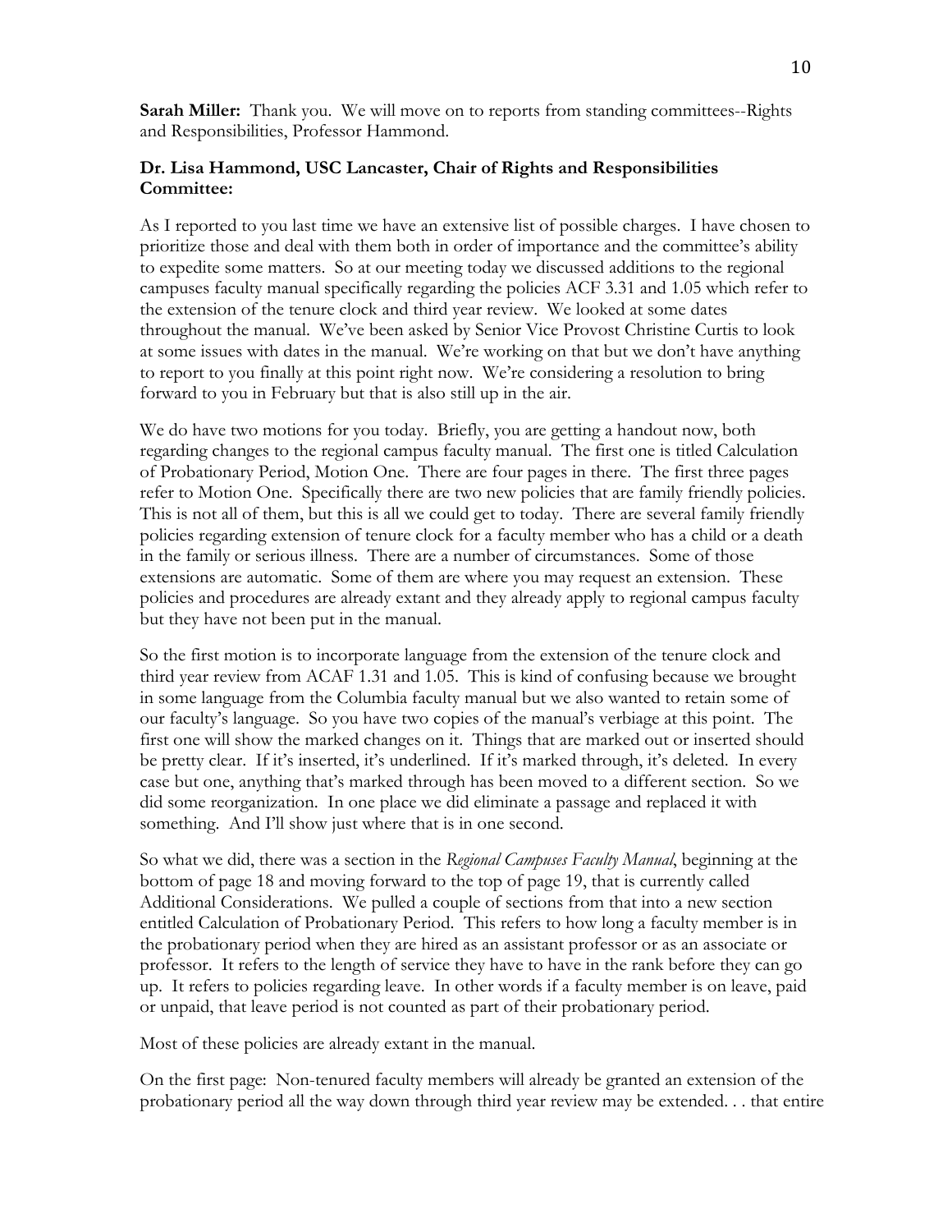**Sarah Miller:** Thank you. We will move on to reports from standing committees--Rights and Responsibilities, Professor Hammond.

**Dr. Lisa Hammond, USC Lancaster, Chair of Rights and Responsibilities Committee:**

As I reported to you last time we have an extensive list of possible charges. I have chosen to prioritize those and deal with them both in order of importance and the committee's ability to expedite some matters. So at our meeting today we discussed additions to the regional campuses faculty manual specifically regarding the policies ACF 3.31 and 1.05 which refer to the extension of the tenure clock and third year review. We looked at some dates throughout the manual. We've been asked by Senior Vice Provost Christine Curtis to look at some issues with dates in the manual. We're working on that but we don't have anything to report to you finally at this point right now. We're considering a resolution to bring forward to you in February but that is also still up in the air.

We do have two motions for you today. Briefly, you are getting a handout now, both regarding changes to the regional campus faculty manual. The first one is titled Calculation of Probationary Period, Motion One. There are four pages in there. The first three pages refer to Motion One. Specifically there are two new policies that are family friendly policies. This is not all of them, but this is all we could get to today. There are several family friendly policies regarding extension of tenure clock for a faculty member who has a child or a death in the family or serious illness. There are a number of circumstances. Some of those extensions are automatic. Some of them are where you may request an extension. These policies and procedures are already extant and they already apply to regional campus faculty but they have not been put in the manual.

So the first motion is to incorporate language from the extension of the tenure clock and third year review from ACAF 1.31 and 1.05. This is kind of confusing because we brought in some language from the Columbia faculty manual but we also wanted to retain some of our faculty's language. So you have two copies of the manual's verbiage at this point. The first one will show the marked changes on it. Things that are marked out or inserted should be pretty clear. If it's inserted, it's underlined. If it's marked through, it's deleted. In every case but one, anything that's marked through has been moved to a different section. So we did some reorganization. In one place we did eliminate a passage and replaced it with something. And I'll show just where that is in one second.

So what we did, there was a section in the *Regional Campuses Faculty Manual*, beginning at the bottom of page 18 and moving forward to the top of page 19, that is currently called Additional Considerations. We pulled a couple of sections from that into a new section entitled Calculation of Probationary Period. This refers to how long a faculty member is in the probationary period when they are hired as an assistant professor or as an associate or professor. It refers to the length of service they have to have in the rank before they can go up. It refers to policies regarding leave. In other words if a faculty member is on leave, paid or unpaid, that leave period is not counted as part of their probationary period.

Most of these policies are already extant in the manual.

On the first page: Non-tenured faculty members will already be granted an extension of the probationary period all the way down through third year review may be extended. . . that entire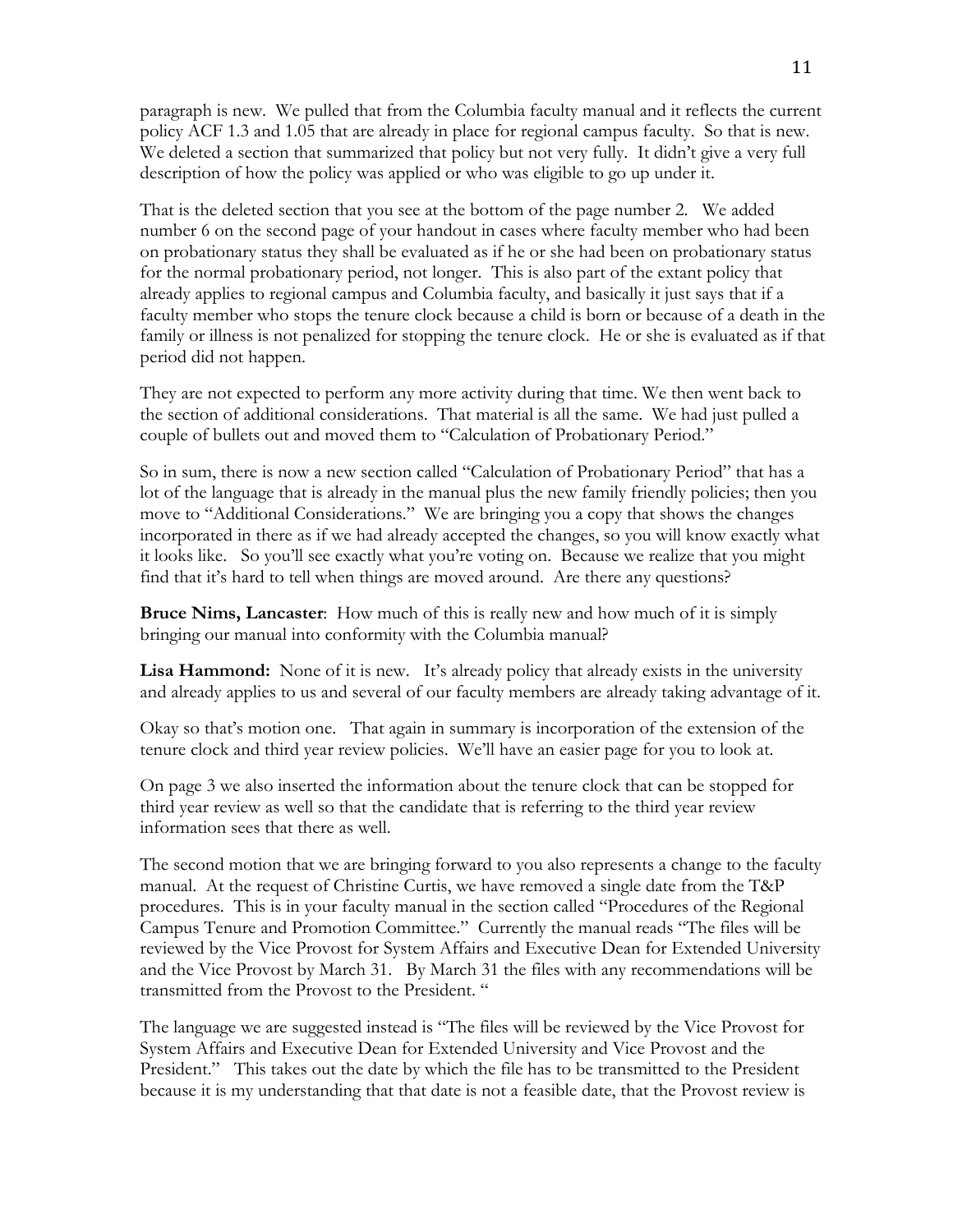paragraph is new. We pulled that from the Columbia faculty manual and it reflects the current policy ACF 1.3 and 1.05 that are already in place for regional campus faculty. So that is new. We deleted a section that summarized that policy but not very fully. It didn't give a very full description of how the policy was applied or who was eligible to go up under it.

That is the deleted section that you see at the bottom of the page number 2. We added number 6 on the second page of your handout in cases where faculty member who had been on probationary status they shall be evaluated as if he or she had been on probationary status for the normal probationary period, not longer. This is also part of the extant policy that already applies to regional campus and Columbia faculty, and basically it just says that if a faculty member who stops the tenure clock because a child is born or because of a death in the family or illness is not penalized for stopping the tenure clock. He or she is evaluated as if that period did not happen.

They are not expected to perform any more activity during that time. We then went back to the section of additional considerations. That material is all the same. We had just pulled a couple of bullets out and moved them to "Calculation of Probationary Period."

So in sum, there is now a new section called "Calculation of Probationary Period" that has a lot of the language that is already in the manual plus the new family friendly policies; then you move to "Additional Considerations." We are bringing you a copy that shows the changes incorporated in there as if we had already accepted the changes, so you will know exactly what it looks like. So you'll see exactly what you're voting on. Because we realize that you might find that it's hard to tell when things are moved around. Are there any questions?

**Bruce Nims, Lancaster**: How much of this is really new and how much of it is simply bringing our manual into conformity with the Columbia manual?

**Lisa Hammond:** None of it is new. It's already policy that already exists in the university and already applies to us and several of our faculty members are already taking advantage of it.

Okay so that's motion one. That again in summary is incorporation of the extension of the tenure clock and third year review policies. We'll have an easier page for you to look at.

On page 3 we also inserted the information about the tenure clock that can be stopped for third year review as well so that the candidate that is referring to the third year review information sees that there as well.

The second motion that we are bringing forward to you also represents a change to the faculty manual. At the request of Christine Curtis, we have removed a single date from the T&P procedures. This is in your faculty manual in the section called "Procedures of the Regional Campus Tenure and Promotion Committee." Currently the manual reads "The files will be reviewed by the Vice Provost for System Affairs and Executive Dean for Extended University and the Vice Provost by March 31. By March 31 the files with any recommendations will be transmitted from the Provost to the President. "

The language we are suggested instead is "The files will be reviewed by the Vice Provost for System Affairs and Executive Dean for Extended University and Vice Provost and the President." This takes out the date by which the file has to be transmitted to the President because it is my understanding that that date is not a feasible date, that the Provost review is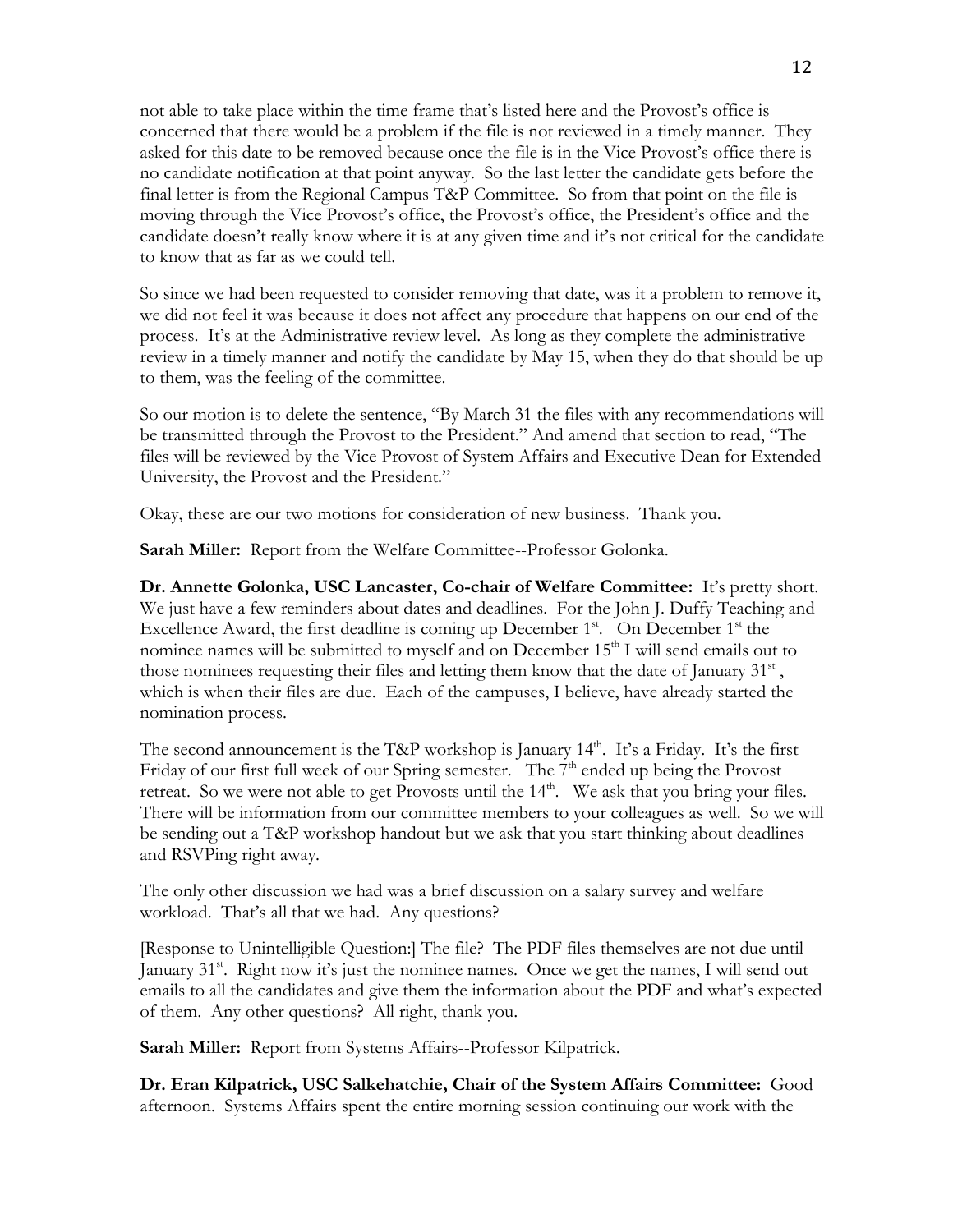not able to take place within the time frame that's listed here and the Provost's office is concerned that there would be a problem if the file is not reviewed in a timely manner. They asked for this date to be removed because once the file is in the Vice Provost's office there is no candidate notification at that point anyway. So the last letter the candidate gets before the final letter is from the Regional Campus T&P Committee. So from that point on the file is moving through the Vice Provost's office, the Provost's office, the President's office and the candidate doesn't really know where it is at any given time and it's not critical for the candidate to know that as far as we could tell.

So since we had been requested to consider removing that date, was it a problem to remove it, we did not feel it was because it does not affect any procedure that happens on our end of the process. It's at the Administrative review level. As long as they complete the administrative review in a timely manner and notify the candidate by May 15, when they do that should be up to them, was the feeling of the committee.

So our motion is to delete the sentence, "By March 31 the files with any recommendations will be transmitted through the Provost to the President." And amend that section to read, "The files will be reviewed by the Vice Provost of System Affairs and Executive Dean for Extended University, the Provost and the President."

Okay, these are our two motions for consideration of new business. Thank you.

**Sarah Miller:** Report from the Welfare Committee--Professor Golonka.

**Dr. Annette Golonka, USC Lancaster, Co-chair of Welfare Committee:** It's pretty short. We just have a few reminders about dates and deadlines. For the John J. Duffy Teaching and Excellence Award, the first deadline is coming up December 1st. On December 1st the nominee names will be submitted to myself and on December 15th I will send emails out to those nominees requesting their files and letting them know that the date of January 31st, which is when their files are due. Each of the campuses, I believe, have already started the nomination process.

The second announcement is the T&P workshop is January 14th. It's a Friday. It's the first Friday of our first full week of our Spring semester. The 7th ended up being the Provost retreat. So we were not able to get Provosts until the 14th. We ask that you bring your files. There will be information from our committee members to your colleagues as well. So we will be sending out a T&P workshop handout but we ask that you start thinking about deadlines and RSVPing right away.

The only other discussion we had was a brief discussion on a salary survey and welfare workload. That's all that we had. Any questions?

[Response to Unintelligible Question:] The file? The PDF files themselves are not due until January 31st. Right now it's just the nominee names. Once we get the names, I will send out emails to all the candidates and give them the information about the PDF and what's expected of them. Any other questions? All right, thank you.

**Sarah Miller:** Report from Systems Affairs--Professor Kilpatrick.

**Dr. Eran Kilpatrick, USC Salkehatchie, Chair of the System Affairs Committee:** Good afternoon. Systems Affairs spent the entire morning session continuing our work with the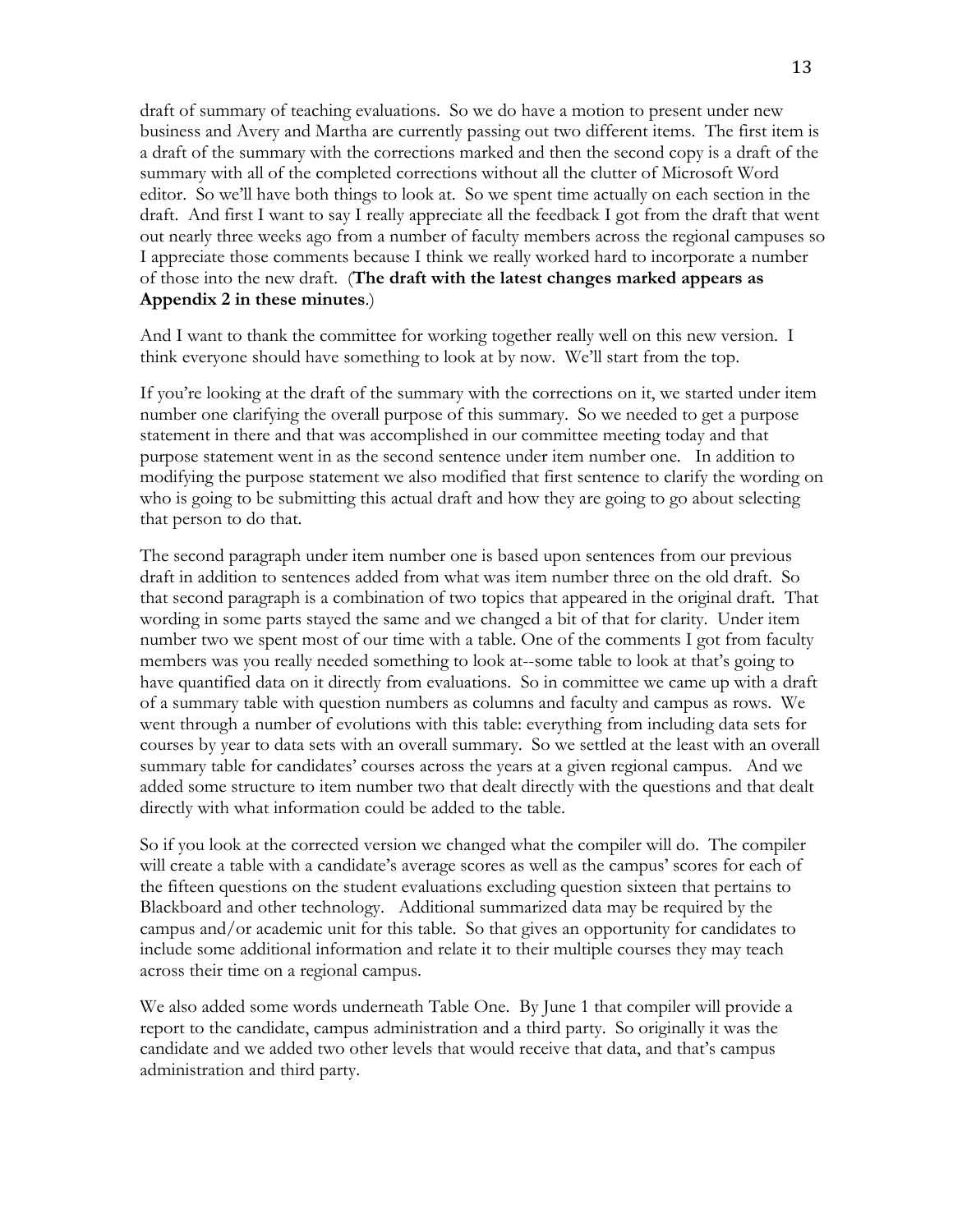draft of summary of teaching evaluations. So we do have a motion to present under new business and Avery and Martha are currently passing out two different items. The first item is a draft of the summary with the corrections marked and then the second copy is a draft of the summary with all of the completed corrections without all the clutter of Microsoft Word editor. So we'll have both things to look at. So we spent time actually on each section in the draft. And first I want to say I really appreciate all the feedback I got from the draft that went out nearly three weeks ago from a number of faculty members across the regional campuses so I appreciate those comments because I think we really worked hard to incorporate a number of those into the new draft. (**The draft with the latest changes marked appears as Appendix 2 in these minutes**.)

And I want to thank the committee for working together really well on this new version. I think everyone should have something to look at by now. We'll start from the top.

If you're looking at the draft of the summary with the corrections on it, we started under item number one clarifying the overall purpose of this summary. So we needed to get a purpose statement in there and that was accomplished in our committee meeting today and that purpose statement went in as the second sentence under item number one. In addition to modifying the purpose statement we also modified that first sentence to clarify the wording on who is going to be submitting this actual draft and how they are going to go about selecting that person to do that.

The second paragraph under item number one is based upon sentences from our previous draft in addition to sentences added from what was item number three on the old draft. So that second paragraph is a combination of two topics that appeared in the original draft. That wording in some parts stayed the same and we changed a bit of that for clarity. Under item number two we spent most of our time with a table. One of the comments I got from faculty members was you really needed something to look at--some table to look at that's going to have quantified data on it directly from evaluations. So in committee we came up with a draft of a summary table with question numbers as columns and faculty and campus as rows. We went through a number of evolutions with this table: everything from including data sets for courses by year to data sets with an overall summary. So we settled at the least with an overall summary table for candidates' courses across the years at a given regional campus. And we added some structure to item number two that dealt directly with the questions and that dealt directly with what information could be added to the table.

So if you look at the corrected version we changed what the compiler will do. The compiler will create a table with a candidate's average scores as well as the campus' scores for each of the fifteen questions on the student evaluations excluding question sixteen that pertains to Blackboard and other technology. Additional summarized data may be required by the campus and/or academic unit for this table. So that gives an opportunity for candidates to include some additional information and relate it to their multiple courses they may teach across their time on a regional campus.

We also added some words underneath Table One. By June 1 that compiler will provide a report to the candidate, campus administration and a third party. So originally it was the candidate and we added two other levels that would receive that data, and that's campus administration and third party.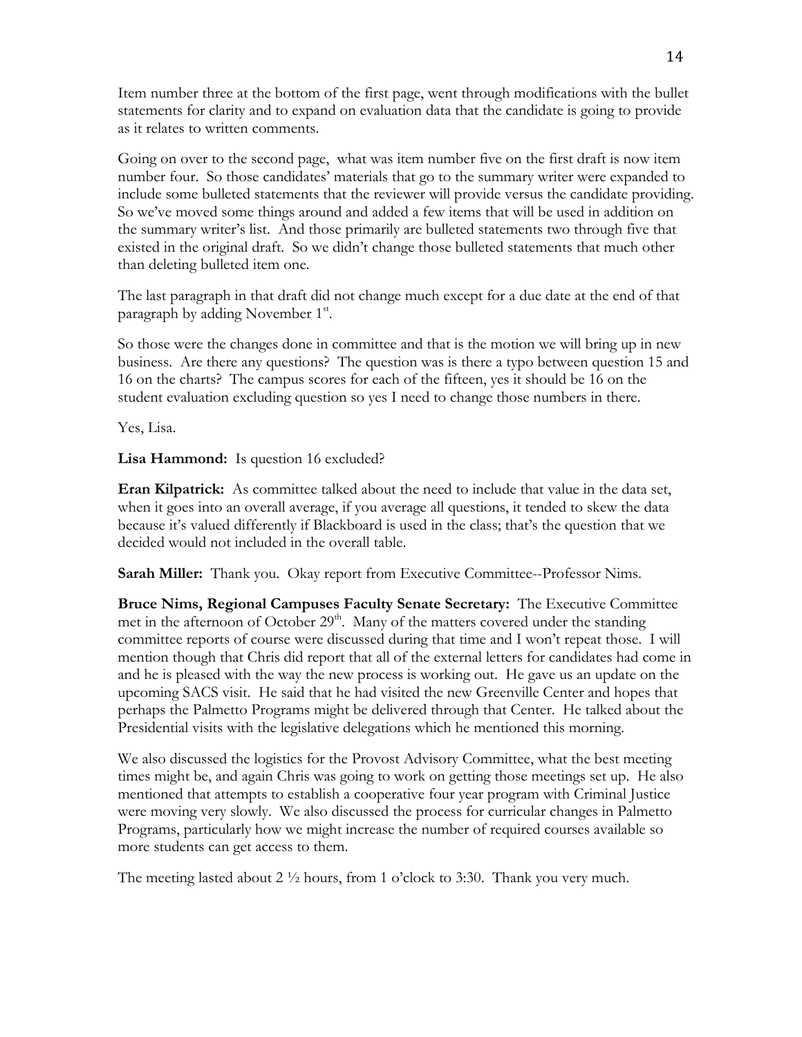Item number three at the bottom of the first page, went through modifications with the bullet statements for clarity and to expand on evaluation data that the candidate is going to provide as it relates to written comments.

Going on over to the second page, what was item number five on the first draft is now item number four. So those candidates' materials that go to the summary writer were expanded to include some bulleted statements that the reviewer will provide versus the candidate providing. So we've moved some things around and added a few items that will be used in addition on the summary writer's list. And those primarily are bulleted statements two through five that existed in the original draft. So we didn't change those bulleted statements that much other than deleting bulleted item one.

The last paragraph in that draft did not change much except for a due date at the end of that paragraph by adding November 1st.

So those were the changes done in committee and that is the motion we will bring up in new business. Are there any questions? The question was is there a typo between question 15 and 16 on the charts? The campus scores for each of the fifteen, yes it should be 16 on the student evaluation excluding question so yes I need to change those numbers in there.

Yes, Lisa.

**Lisa Hammond:** Is question 16 excluded?

**Eran Kilpatrick:** As committee talked about the need to include that value in the data set, when it goes into an overall average, if you average all questions, it tended to skew the data because it's valued differently if Blackboard is used in the class; that's the question that we decided would not included in the overall table.

**Sarah Miller:** Thank you. Okay report from Executive Committee--Professor Nims.

**Bruce Nims, Regional Campuses Faculty Senate Secretary:** The Executive Committee met in the afternoon of October 29th. Many of the matters covered under the standing committee reports of course were discussed during that time and I won't repeat those. I will mention though that Chris did report that all of the external letters for candidates had come in and he is pleased with the way the new process is working out. He gave us an update on the upcoming SACS visit. He said that he had visited the new Greenville Center and hopes that perhaps the Palmetto Programs might be delivered through that Center. He talked about the Presidential visits with the legislative delegations which he mentioned this morning.

We also discussed the logistics for the Provost Advisory Committee, what the best meeting times might be, and again Chris was going to work on getting those meetings set up. He also mentioned that attempts to establish a cooperative four year program with Criminal Justice were moving very slowly. We also discussed the process for curricular changes in Palmetto Programs, particularly how we might increase the number of required courses available so more students can get access to them.

The meeting lasted about 2 ½ hours, from 1 o'clock to 3:30. Thank you very much.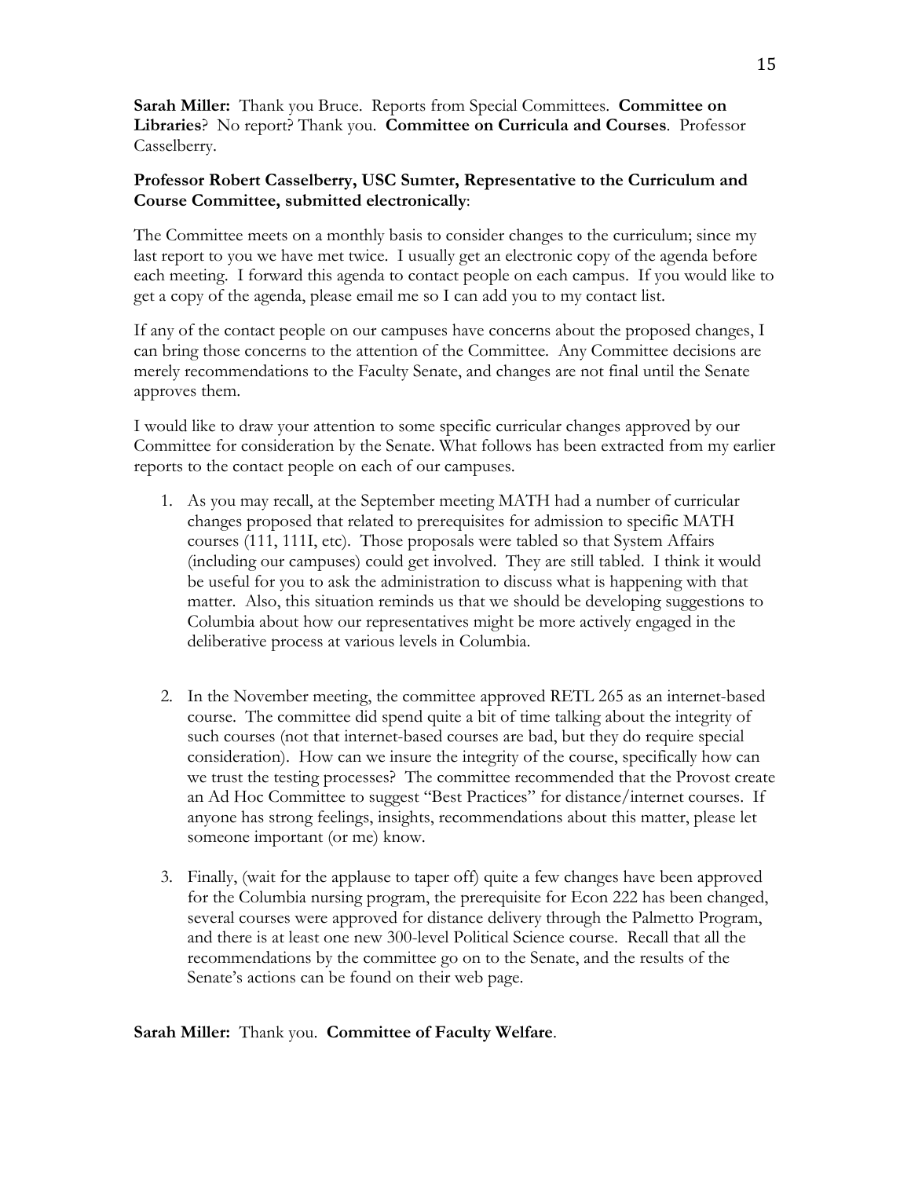**Sarah Miller:** Thank you Bruce. Reports from Special Committees. **Committee on Libraries**? No report? Thank you. **Committee on Curricula and Courses**. Professor Casselberry.

**Professor Robert Casselberry, USC Sumter, Representative to the Curriculum and Course Committee, submitted electronically**:

The Committee meets on a monthly basis to consider changes to the curriculum; since my last report to you we have met twice. I usually get an electronic copy of the agenda before each meeting. I forward this agenda to contact people on each campus. If you would like to get a copy of the agenda, please email me so I can add you to my contact list.

If any of the contact people on our campuses have concerns about the proposed changes, I can bring those concerns to the attention of the Committee. Any Committee decisions are merely recommendations to the Faculty Senate, and changes are not final until the Senate approves them.

I would like to draw your attention to some specific curricular changes approved by our Committee for consideration by the Senate. What follows has been extracted from my earlier reports to the contact people on each of our campuses.

1. As you may recall, at the September meeting MATH had a number of curricular changes proposed that related to prerequisites for admission to specific MATH courses (111, 111I, etc). Those proposals were tabled so that System Affairs (including our campuses) could get involved. They are still tabled. I think it would be useful for you to ask the administration to discuss what is happening with that matter. Also, this situation reminds us that we should be developing suggestions to Columbia about how our representatives might be more actively engaged in the deliberative process at various levels in Columbia.

2. In the November meeting, the committee approved RETL 265 as an internet-based course. The committee did spend quite a bit of time talking about the integrity of such courses (not that internet-based courses are bad, but they do require special consideration). How can we insure the integrity of the course, specifically how can we trust the testing processes? The committee recommended that the Provost create an Ad Hoc Committee to suggest "Best Practices" for distance/internet courses. If anyone has strong feelings, insights, recommendations about this matter, please let someone important (or me) know.

3. Finally, (wait for the applause to taper off) quite a few changes have been approved for the Columbia nursing program, the prerequisite for Econ 222 has been changed, several courses were approved for distance delivery through the Palmetto Program, and there is at least one new 300-level Political Science course. Recall that all the recommendations by the committee go on to the Senate, and the results of the Senate's actions can be found on their web page.

**Sarah Miller:** Thank you. **Committee of Faculty Welfare**.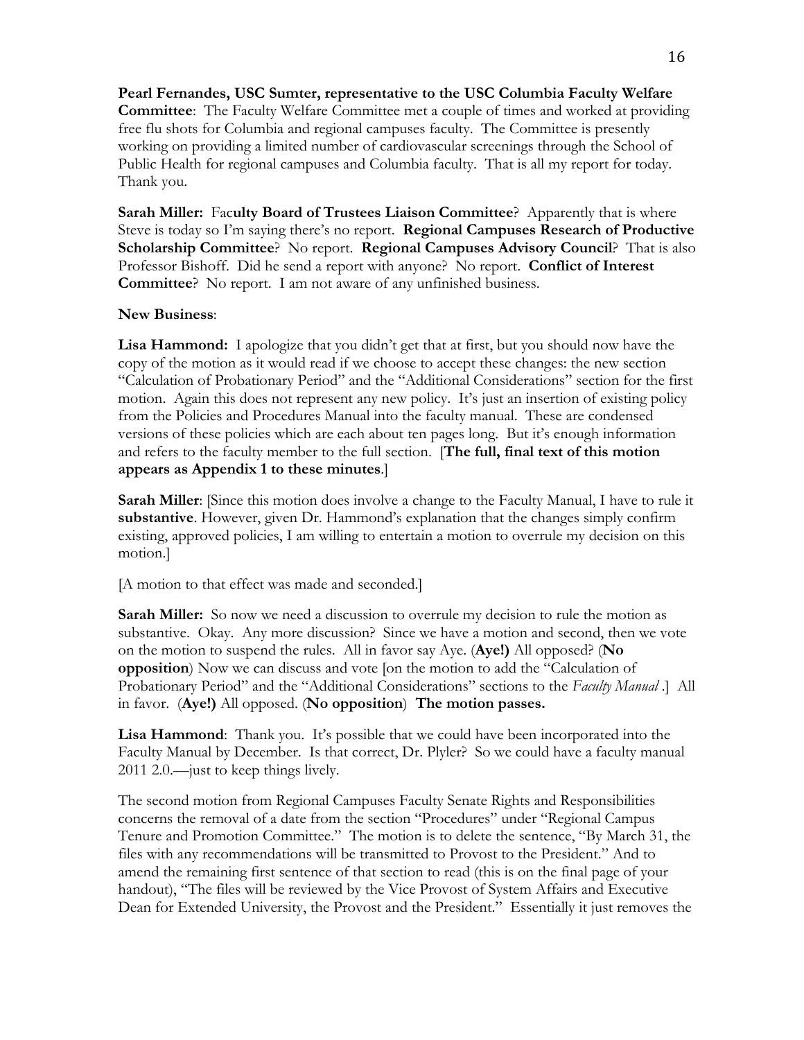**Pearl Fernandes, USC Sumter, representative to the USC Columbia Faculty Welfare Committee**: The Faculty Welfare Committee met a couple of times and worked at providing free flu shots for Columbia and regional campuses faculty. The Committee is presently working on providing a limited number of cardiovascular screenings through the School of Public Health for regional campuses and Columbia faculty. That is all my report for today. Thank you.

**Sarah Miller:** Fac**ulty Board of Trustees Liaison Committee**? Apparently that is where Steve is today so I'm saying there's no report. **Regional Campuses Research of Productive Scholarship Committee**? No report. **Regional Campuses Advisory Council**? That is also Professor Bishoff. Did he send a report with anyone? No report. **Conflict of Interest Committee**? No report. I am not aware of any unfinished business.

**New Business**:

**Lisa Hammond:** I apologize that you didn't get that at first, but you should now have the copy of the motion as it would read if we choose to accept these changes: the new section "Calculation of Probationary Period" and the "Additional Considerations" section for the first motion. Again this does not represent any new policy. It's just an insertion of existing policy from the Policies and Procedures Manual into the faculty manual. These are condensed versions of these policies which are each about ten pages long. But it's enough information and refers to the faculty member to the full section. [**The full, final text of this motion appears as Appendix 1 to these minutes**.]

**Sarah Miller**: [Since this motion does involve a change to the Faculty Manual, I have to rule it **substantive**. However, given Dr. Hammond's explanation that the changes simply confirm existing, approved policies, I am willing to entertain a motion to overrule my decision on this motion.]

[A motion to that effect was made and seconded.]

**Sarah Miller:** So now we need a discussion to overrule my decision to rule the motion as substantive. Okay. Any more discussion? Since we have a motion and second, then we vote on the motion to suspend the rules. All in favor say Aye. (**Aye!**) All opposed? (**No opposition**) Now we can discuss and vote [on the motion to add the "Calculation of Probationary Period" and the "Additional Considerations" sections to the *Faculty Manual* .] All in favor. (**Aye!**) All opposed. (**No opposition**) **The motion passes.**

**Lisa Hammond**: Thank you. It's possible that we could have been incorporated into the Faculty Manual by December. Is that correct, Dr. Plyler? So we could have a faculty manual 2011 2.0.—just to keep things lively.

The second motion from Regional Campuses Faculty Senate Rights and Responsibilities concerns the removal of a date from the section "Procedures" under "Regional Campus Tenure and Promotion Committee." The motion is to delete the sentence, "By March 31, the files with any recommendations will be transmitted to Provost to the President." And to amend the remaining first sentence of that section to read (this is on the final page of your handout), "The files will be reviewed by the Vice Provost of System Affairs and Executive Dean for Extended University, the Provost and the President." Essentially it just removes the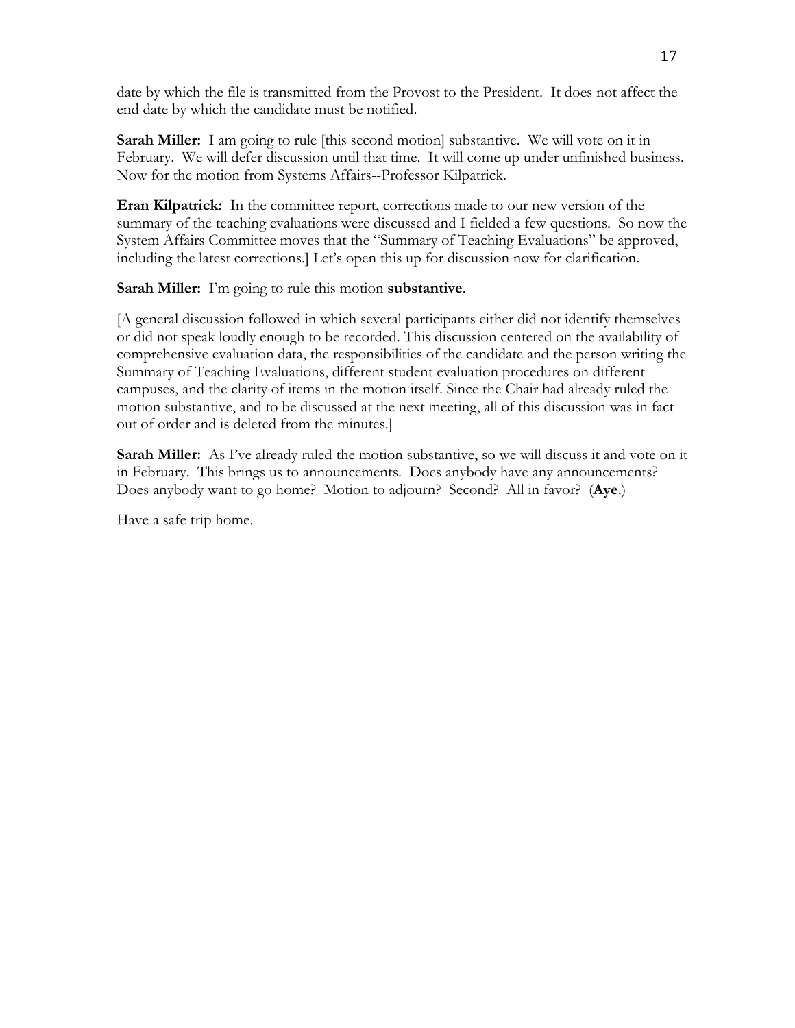date by which the file is transmitted from the Provost to the President. It does not affect the end date by which the candidate must be notified.

**Sarah Miller:** I am going to rule [this second motion] substantive. We will vote on it in February. We will defer discussion until that time. It will come up under unfinished business. Now for the motion from Systems Affairs--Professor Kilpatrick.

**Eran Kilpatrick:** In the committee report, corrections made to our new version of the summary of the teaching evaluations were discussed and I fielded a few questions. So now the System Affairs Committee moves that the "Summary of Teaching Evaluations" be approved, including the latest corrections.] Let's open this up for discussion now for clarification.

**Sarah Miller:** I'm going to rule this motion **substantive**.

[A general discussion followed in which several participants either did not identify themselves or did not speak loudly enough to be recorded. This discussion centered on the availability of comprehensive evaluation data, the responsibilities of the candidate and the person writing the Summary of Teaching Evaluations, different student evaluation procedures on different campuses, and the clarity of items in the motion itself. Since the Chair had already ruled the motion substantive, and to be discussed at the next meeting, all of this discussion was in fact out of order and is deleted from the minutes.]

**Sarah Miller:** As I've already ruled the motion substantive, so we will discuss it and vote on it in February. This brings us to announcements. Does anybody have any announcements? Does anybody want to go home? Motion to adjourn? Second? All in favor? (**Aye**.)

Have a safe trip home.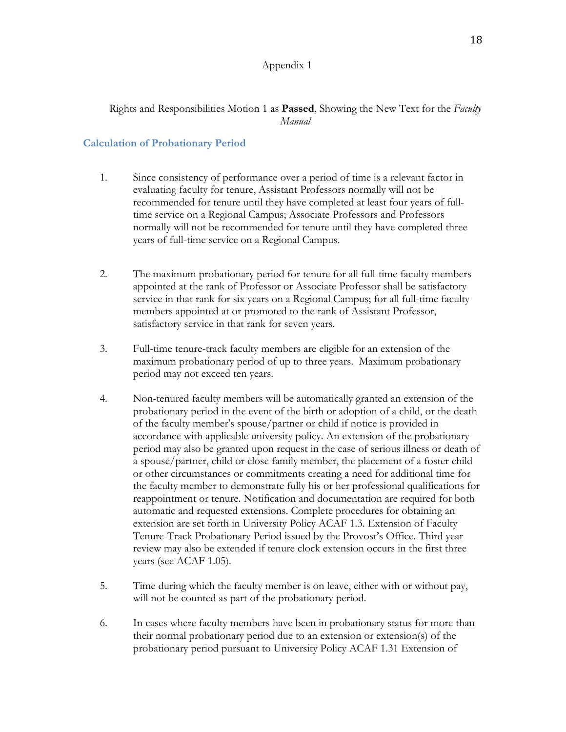Appendix 1

Rights and Responsibilities Motion 1 as **Passed**, Showing the New Text for the *Faculty Manual*

### Calculation of Probationary Period

1. Since consistency of performance over a period of time is a relevant factor in evaluating faculty for tenure, Assistant Professors normally will not be recommended for tenure until they have completed at least four years of full-time service on a Regional Campus; Associate Professors and Professors normally will not be recommended for tenure until they have completed three years of full-time service on a Regional Campus.

2. The maximum probationary period for tenure for all full-time faculty members appointed at the rank of Professor or Associate Professor shall be satisfactory service in that rank for six years on a Regional Campus; for all full-time faculty members appointed at or promoted to the rank of Assistant Professor, satisfactory service in that rank for seven years.

3. Full-time tenure-track faculty members are eligible for an extension of the maximum probationary period of up to three years. Maximum probationary period may not exceed ten years.

4. Non-tenured faculty members will be automatically granted an extension of the probationary period in the event of the birth or adoption of a child, or the death of the faculty member's spouse/partner or child if notice is provided in accordance with applicable university policy. An extension of the probationary period may also be granted upon request in the case of serious illness or death of a spouse/partner, child or close family member, the placement of a foster child or other circumstances or commitments creating a need for additional time for the faculty member to demonstrate fully his or her professional qualifications for reappointment or tenure. Notification and documentation are required for both automatic and requested extensions. Complete procedures for obtaining an extension are set forth in University Policy ACAF 1.3. Extension of Faculty Tenure-Track Probationary Period issued by the Provost's Office. Third year review may also be extended if tenure clock extension occurs in the first three years (see ACAF 1.05).

5. Time during which the faculty member is on leave, either with or without pay, will not be counted as part of the probationary period.

6. In cases where faculty members have been in probationary status for more than their normal probationary period due to an extension or extension(s) of the probationary period pursuant to University Policy ACAF 1.31 Extension of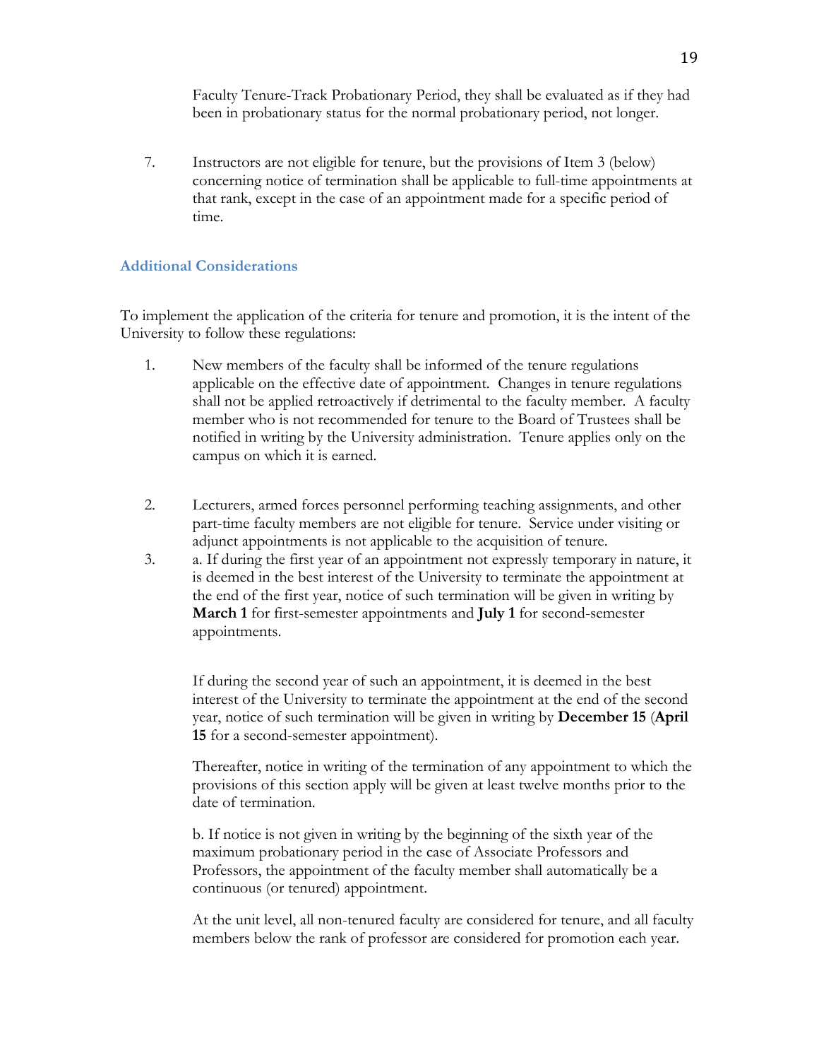Faculty Tenure-Track Probationary Period, they shall be evaluated as if they had been in probationary status for the normal probationary period, not longer.

7. Instructors are not eligible for tenure, but the provisions of Item 3 (below) concerning notice of termination shall be applicable to full-time appointments at that rank, except in the case of an appointment made for a specific period of time.

### Additional Considerations

To implement the application of the criteria for tenure and promotion, it is the intent of the University to follow these regulations:

1. New members of the faculty shall be informed of the tenure regulations applicable on the effective date of appointment. Changes in tenure regulations shall not be applied retroactively if detrimental to the faculty member. A faculty member who is not recommended for tenure to the Board of Trustees shall be notified in writing by the University administration. Tenure applies only on the campus on which it is earned.

2. Lecturers, armed forces personnel performing teaching assignments, and other part-time faculty members are not eligible for tenure. Service under visiting or adjunct appointments is not applicable to the acquisition of tenure.

3. a. If during the first year of an appointment not expressly temporary in nature, it is deemed in the best interest of the University to terminate the appointment at the end of the first year, notice of such termination will be given in writing by **March 1** for first-semester appointments and **July 1** for second-semester appointments.

   If during the second year of such an appointment, it is deemed in the best interest of the University to terminate the appointment at the end of the second year, notice of such termination will be given in writing by **December 15** (**April 15** for a second-semester appointment).

   Thereafter, notice in writing of the termination of any appointment to which the provisions of this section apply will be given at least twelve months prior to the date of termination.

   b. If notice is not given in writing by the beginning of the sixth year of the maximum probationary period in the case of Associate Professors and Professors, the appointment of the faculty member shall automatically be a continuous (or tenured) appointment.

   At the unit level, all non-tenured faculty are considered for tenure, and all faculty members below the rank of professor are considered for promotion each year.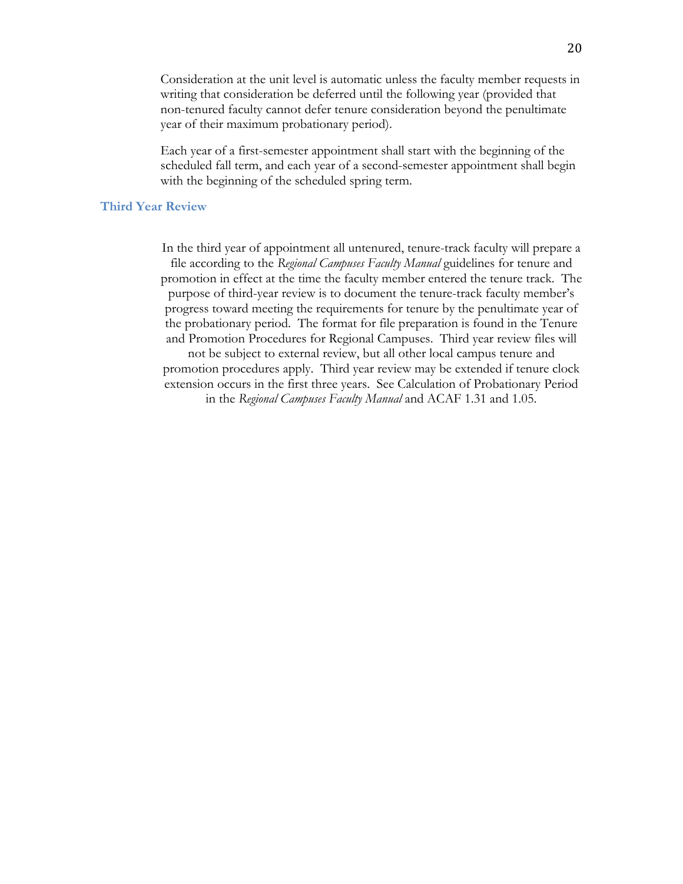Consideration at the unit level is automatic unless the faculty member requests in writing that consideration be deferred until the following year (provided that non-tenured faculty cannot defer tenure consideration beyond the penultimate year of their maximum probationary period).

Each year of a first-semester appointment shall start with the beginning of the scheduled fall term, and each year of a second-semester appointment shall begin with the beginning of the scheduled spring term.

### Third Year Review

In the third year of appointment all untenured, tenure-track faculty will prepare a file according to the *Regional Campuses Faculty Manual* guidelines for tenure and promotion in effect at the time the faculty member entered the tenure track. The purpose of third-year review is to document the tenure-track faculty member's progress toward meeting the requirements for tenure by the penultimate year of the probationary period. The format for file preparation is found in the Tenure and Promotion Procedures for Regional Campuses. Third year review files will not be subject to external review, but all other local campus tenure and promotion procedures apply. Third year review may be extended if tenure clock extension occurs in the first three years. See Calculation of Probationary Period in the *Regional Campuses Faculty Manual* and ACAF 1.31 and 1.05.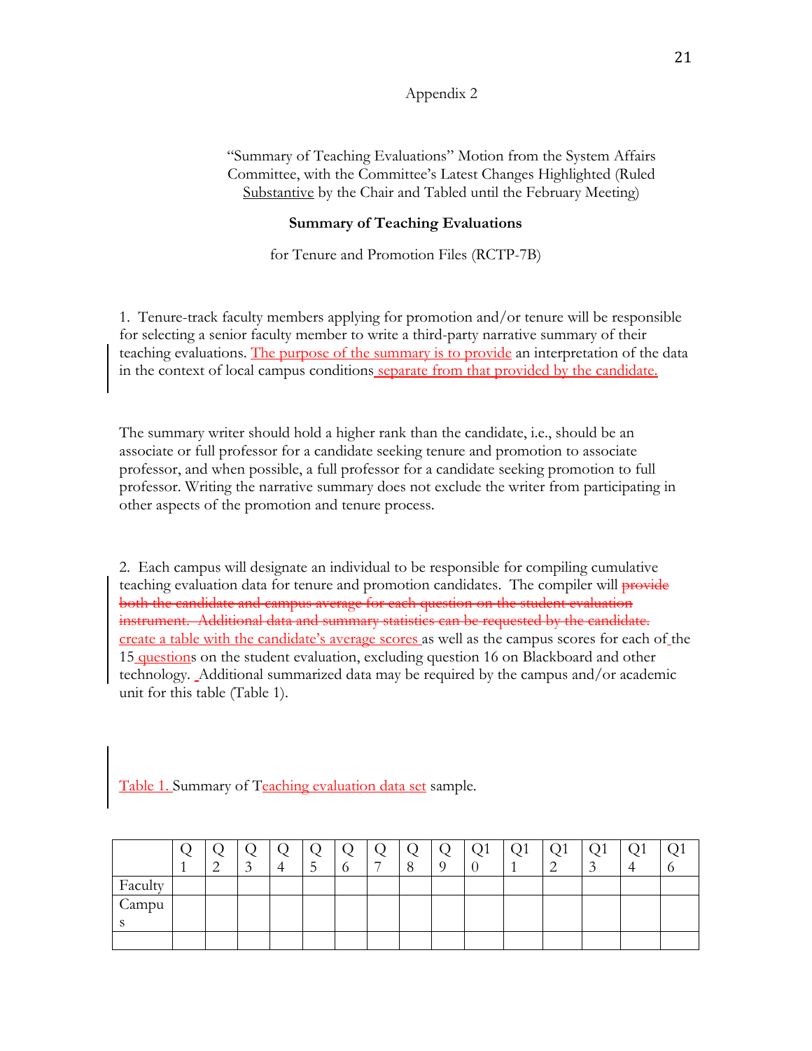Appendix 2

"Summary of Teaching Evaluations" Motion from the System Affairs Committee, with the Committee's Latest Changes Highlighted (Ruled Substantive by the Chair and Tabled until the February Meeting)

**Summary of Teaching Evaluations**

for Tenure and Promotion Files (RCTP-7B)

1. Tenure-track faculty members applying for promotion and/or tenure will be responsible for selecting a senior faculty member to write a third-party narrative summary of their teaching evaluations. The purpose of the summary is to provide an interpretation of the data in the context of local campus conditions separate from that provided by the candidate.

The summary writer should hold a higher rank than the candidate, i.e., should be an associate or full professor for a candidate seeking tenure and promotion to associate professor, and when possible, a full professor for a candidate seeking promotion to full professor. Writing the narrative summary does not exclude the writer from participating in other aspects of the promotion and tenure process.

2. Each campus will designate an individual to be responsible for compiling cumulative teaching evaluation data for tenure and promotion candidates. The compiler will ~~provide both the candidate and campus average for each question on the student evaluation instrument. Additional data and summary statistics can be requested by the candidate.~~ create a table with the candidate's average scores as well as the campus scores for each of the 15 questions on the student evaluation, excluding question 16 on Blackboard and other technology. Additional summarized data may be required by the campus and/or academic unit for this table (Table 1).

Table 1. Summary of Teaching evaluation data set sample.

| | Q1 | Q2 | Q3 | Q4 | Q5 | Q6 | Q7 | Q8 | Q9 | Q10 | Q11 | Q12 | Q13 | Q14 | Q16 |
|---|---|---|---|---|---|---|---|---|---|---|---|---|---|---|---|
| Faculty | | | | | | | | | | | | | | | |
| Campus | | | | | | | | | | | | | | | |
| | | | | | | | | | | | | | | | |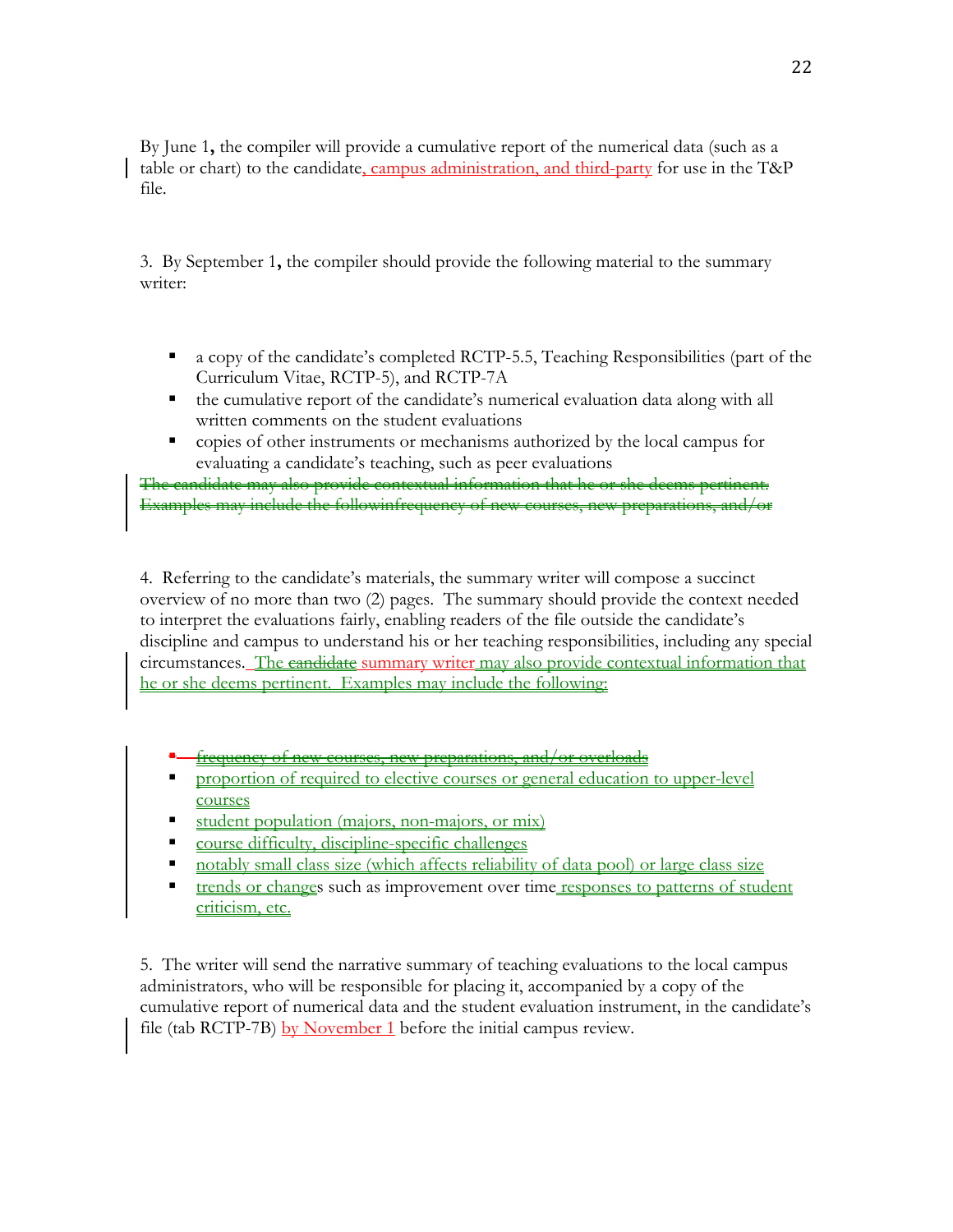By June 1**,** the compiler will provide a cumulative report of the numerical data (such as a table or chart) to the candidate, campus administration, and third-party for use in the T&P file.

3. By September 1**,** the compiler should provide the following material to the summary writer:

- a copy of the candidate's completed RCTP-5.5, Teaching Responsibilities (part of the Curriculum Vitae, RCTP-5), and RCTP-7A
- the cumulative report of the candidate's numerical evaluation data along with all written comments on the student evaluations
- copies of other instruments or mechanisms authorized by the local campus for evaluating a candidate's teaching, such as peer evaluations

~~The candidate may also provide contextual information that he or she deems pertinent. Examples may include the followinfrequency of new courses, new preparations, and/or~~

4. Referring to the candidate's materials, the summary writer will compose a succinct overview of no more than two (2) pages. The summary should provide the context needed to interpret the evaluations fairly, enabling readers of the file outside the candidate's discipline and campus to understand his or her teaching responsibilities, including any special circumstances. The ~~candidate~~ summary writer may also provide contextual information that he or she deems pertinent. Examples may include the following:

- ~~frequency of new courses, new preparations, and/or overloads~~
- proportion of required to elective courses or general education to upper-level courses
- student population (majors, non-majors, or mix)
- course difficulty, discipline-specific challenges
- notably small class size (which affects reliability of data pool) or large class size
- trends or changes such as improvement over time responses to patterns of student criticism, etc.

5. The writer will send the narrative summary of teaching evaluations to the local campus administrators, who will be responsible for placing it, accompanied by a copy of the cumulative report of numerical data and the student evaluation instrument, in the candidate's file (tab RCTP-7B) by November 1 before the initial campus review.